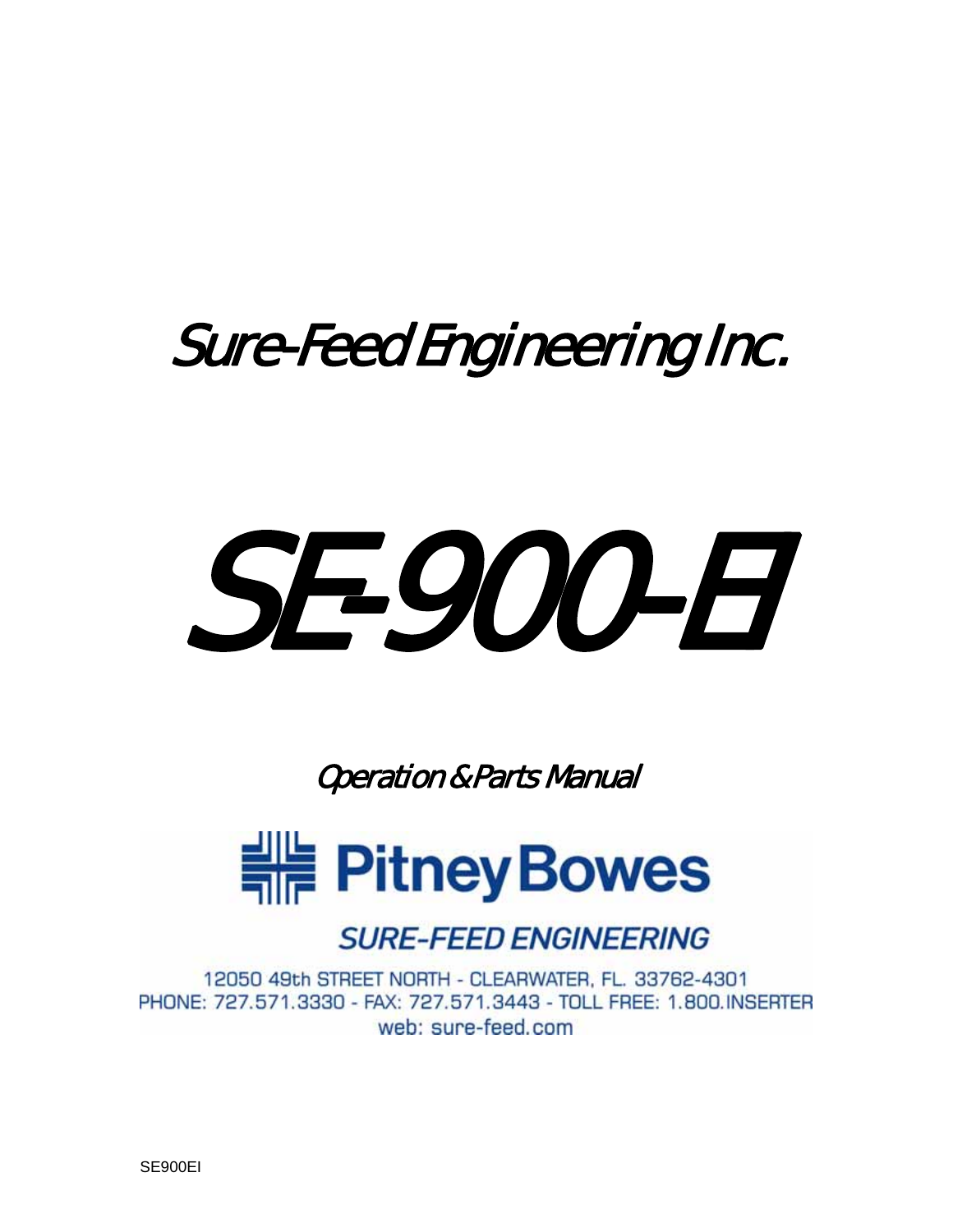# Sure-Feed Engineering Inc.

# SE-900-EI

## Operation & Parts Manual

Pitney Bowes

SURE-FEED ENGINEERING

12050 49th STREET NORTH - CLEARWATER, FL. 33762-4301
PHONE: 727.571.3330 - FAX: 727.571.3443 - TOLL FREE: 1.800.INSERTER
web: sure-feed.com

SE900EI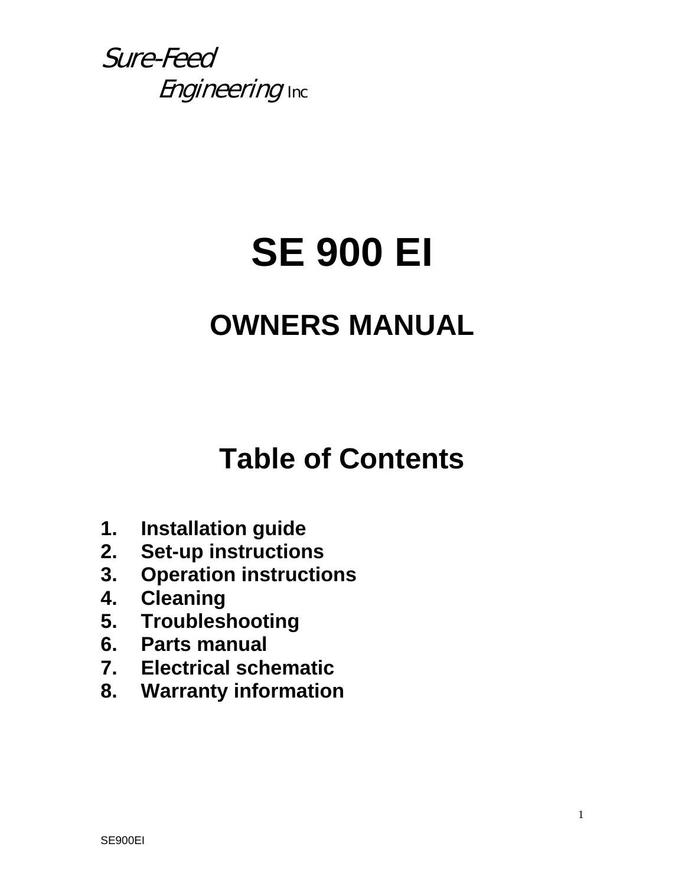*Sure-Feed*

*Engineering* Inc

# SE 900 EI

## OWNERS MANUAL

## Table of Contents

1. **Installation guide**
2. **Set-up instructions**
3. **Operation instructions**
4. **Cleaning**
5. **Troubleshooting**
6. **Parts manual**
7. **Electrical schematic**
8. **Warranty information**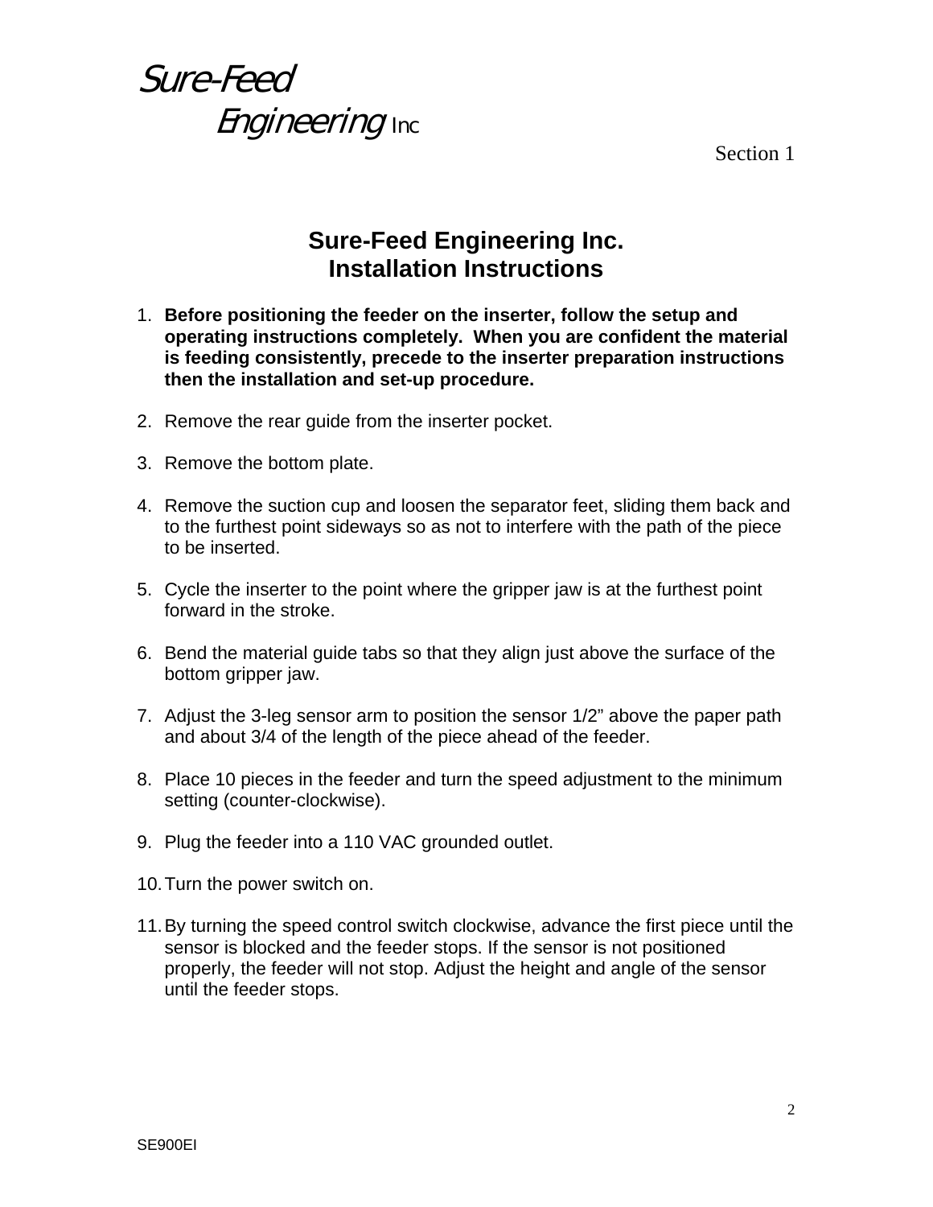*Sure-Feed Engineering* Inc

Section 1

## Sure-Feed Engineering Inc.
## Installation Instructions

1. **Before positioning the feeder on the inserter, follow the setup and operating instructions completely. When you are confident the material is feeding consistently, precede to the inserter preparation instructions then the installation and set-up procedure.**

2. Remove the rear guide from the inserter pocket.

3. Remove the bottom plate.

4. Remove the suction cup and loosen the separator feet, sliding them back and to the furthest point sideways so as not to interfere with the path of the piece to be inserted.

5. Cycle the inserter to the point where the gripper jaw is at the furthest point forward in the stroke.

6. Bend the material guide tabs so that they align just above the surface of the bottom gripper jaw.

7. Adjust the 3-leg sensor arm to position the sensor 1/2" above the paper path and about 3/4 of the length of the piece ahead of the feeder.

8. Place 10 pieces in the feeder and turn the speed adjustment to the minimum setting (counter-clockwise).

9. Plug the feeder into a 110 VAC grounded outlet.

10. Turn the power switch on.

11. By turning the speed control switch clockwise, advance the first piece until the sensor is blocked and the feeder stops. If the sensor is not positioned properly, the feeder will not stop. Adjust the height and angle of the sensor until the feeder stops.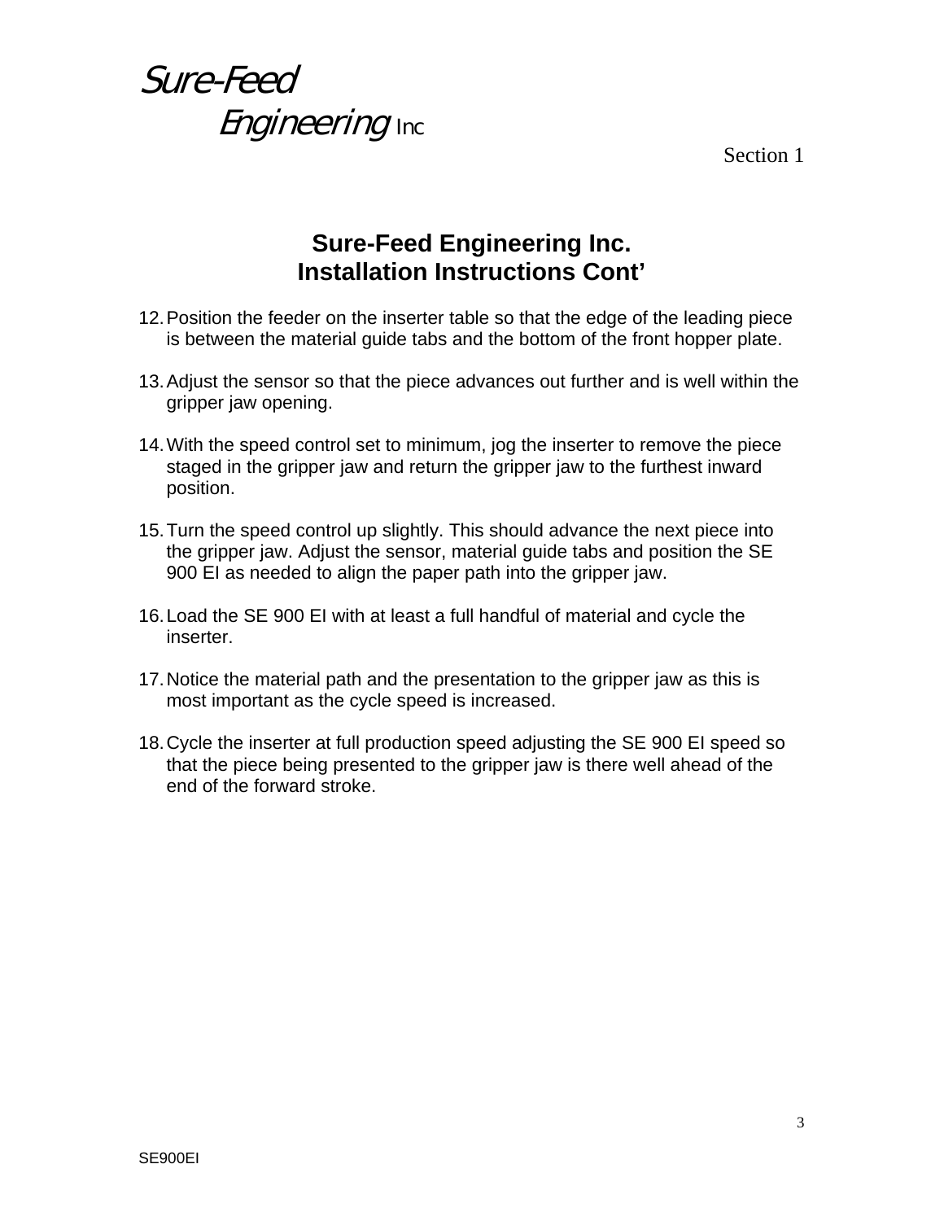# Sure-Feed Engineering Inc. Installation Instructions Cont'

12. Position the feeder on the inserter table so that the edge of the leading piece is between the material guide tabs and the bottom of the front hopper plate.

13. Adjust the sensor so that the piece advances out further and is well within the gripper jaw opening.

14. With the speed control set to minimum, jog the inserter to remove the piece staged in the gripper jaw and return the gripper jaw to the furthest inward position.

15. Turn the speed control up slightly. This should advance the next piece into the gripper jaw. Adjust the sensor, material guide tabs and position the SE 900 EI as needed to align the paper path into the gripper jaw.

16. Load the SE 900 EI with at least a full handful of material and cycle the inserter.

17. Notice the material path and the presentation to the gripper jaw as this is most important as the cycle speed is increased.

18. Cycle the inserter at full production speed adjusting the SE 900 EI speed so that the piece being presented to the gripper jaw is there well ahead of the end of the forward stroke.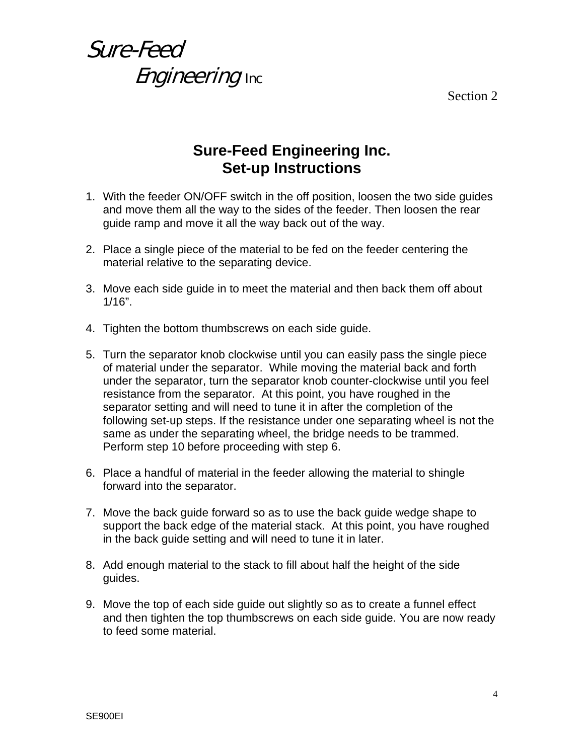# Sure-Feed Engineering Inc

Section 2

## Sure-Feed Engineering Inc.
## Set-up Instructions

1. With the feeder ON/OFF switch in the off position, loosen the two side guides and move them all the way to the sides of the feeder. Then loosen the rear guide ramp and move it all the way back out of the way.

2. Place a single piece of the material to be fed on the feeder centering the material relative to the separating device.

3. Move each side guide in to meet the material and then back them off about 1/16".

4. Tighten the bottom thumbscrews on each side guide.

5. Turn the separator knob clockwise until you can easily pass the single piece of material under the separator. While moving the material back and forth under the separator, turn the separator knob counter-clockwise until you feel resistance from the separator. At this point, you have roughed in the separator setting and will need to tune it in after the completion of the following set-up steps. If the resistance under one separating wheel is not the same as under the separating wheel, the bridge needs to be trammed. Perform step 10 before proceeding with step 6.

6. Place a handful of material in the feeder allowing the material to shingle forward into the separator.

7. Move the back guide forward so as to use the back guide wedge shape to support the back edge of the material stack. At this point, you have roughed in the back guide setting and will need to tune it in later.

8. Add enough material to the stack to fill about half the height of the side guides.

9. Move the top of each side guide out slightly so as to create a funnel effect and then tighten the top thumbscrews on each side guide. You are now ready to feed some material.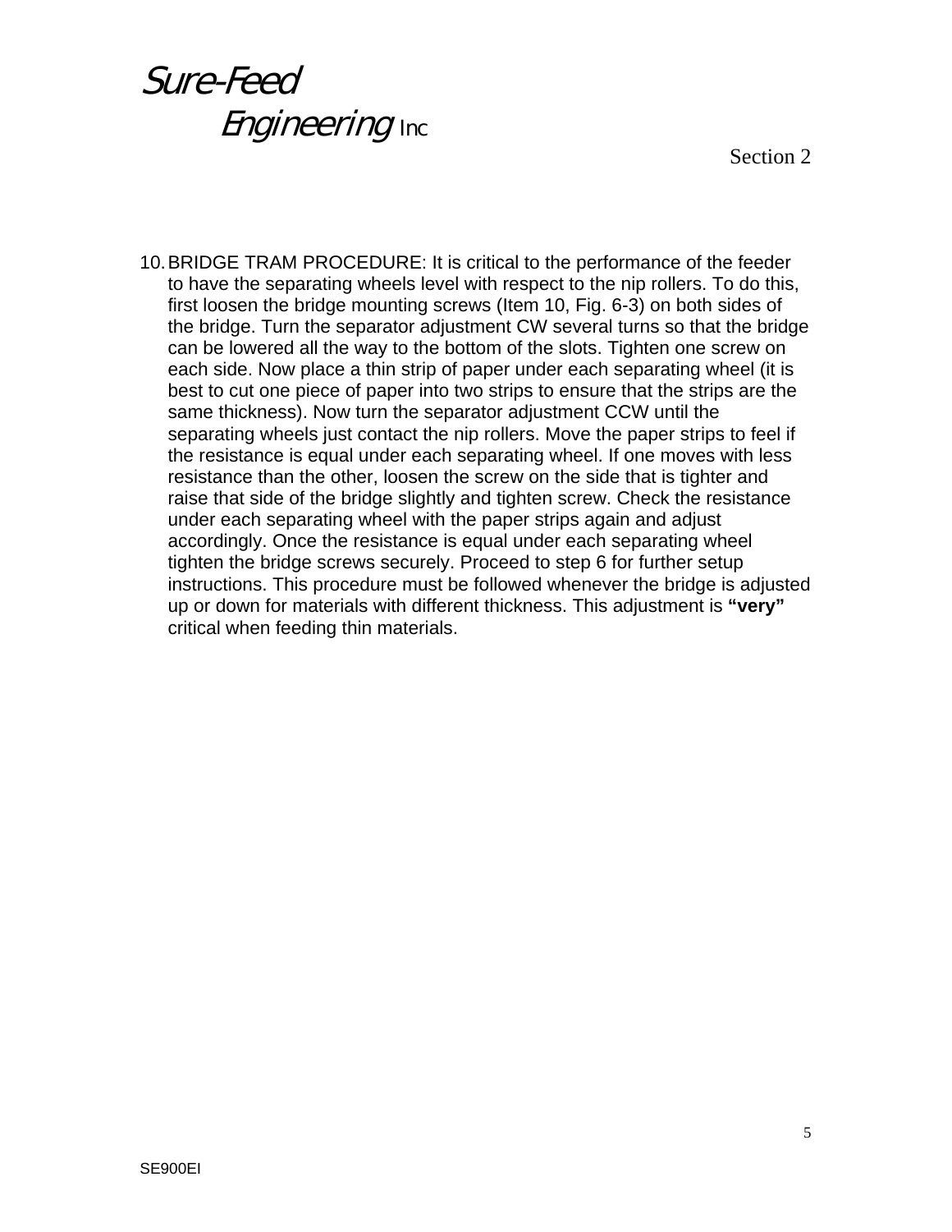10. BRIDGE TRAM PROCEDURE: It is critical to the performance of the feeder to have the separating wheels level with respect to the nip rollers. To do this, first loosen the bridge mounting screws (Item 10, Fig. 6-3) on both sides of the bridge. Turn the separator adjustment CW several turns so that the bridge can be lowered all the way to the bottom of the slots. Tighten one screw on each side. Now place a thin strip of paper under each separating wheel (it is best to cut one piece of paper into two strips to ensure that the strips are the same thickness). Now turn the separator adjustment CCW until the separating wheels just contact the nip rollers. Move the paper strips to feel if the resistance is equal under each separating wheel. If one moves with less resistance than the other, loosen the screw on the side that is tighter and raise that side of the bridge slightly and tighten screw. Check the resistance under each separating wheel with the paper strips again and adjust accordingly. Once the resistance is equal under each separating wheel tighten the bridge screws securely. Proceed to step 6 for further setup instructions. This procedure must be followed whenever the bridge is adjusted up or down for materials with different thickness. This adjustment is **"very"** critical when feeding thin materials.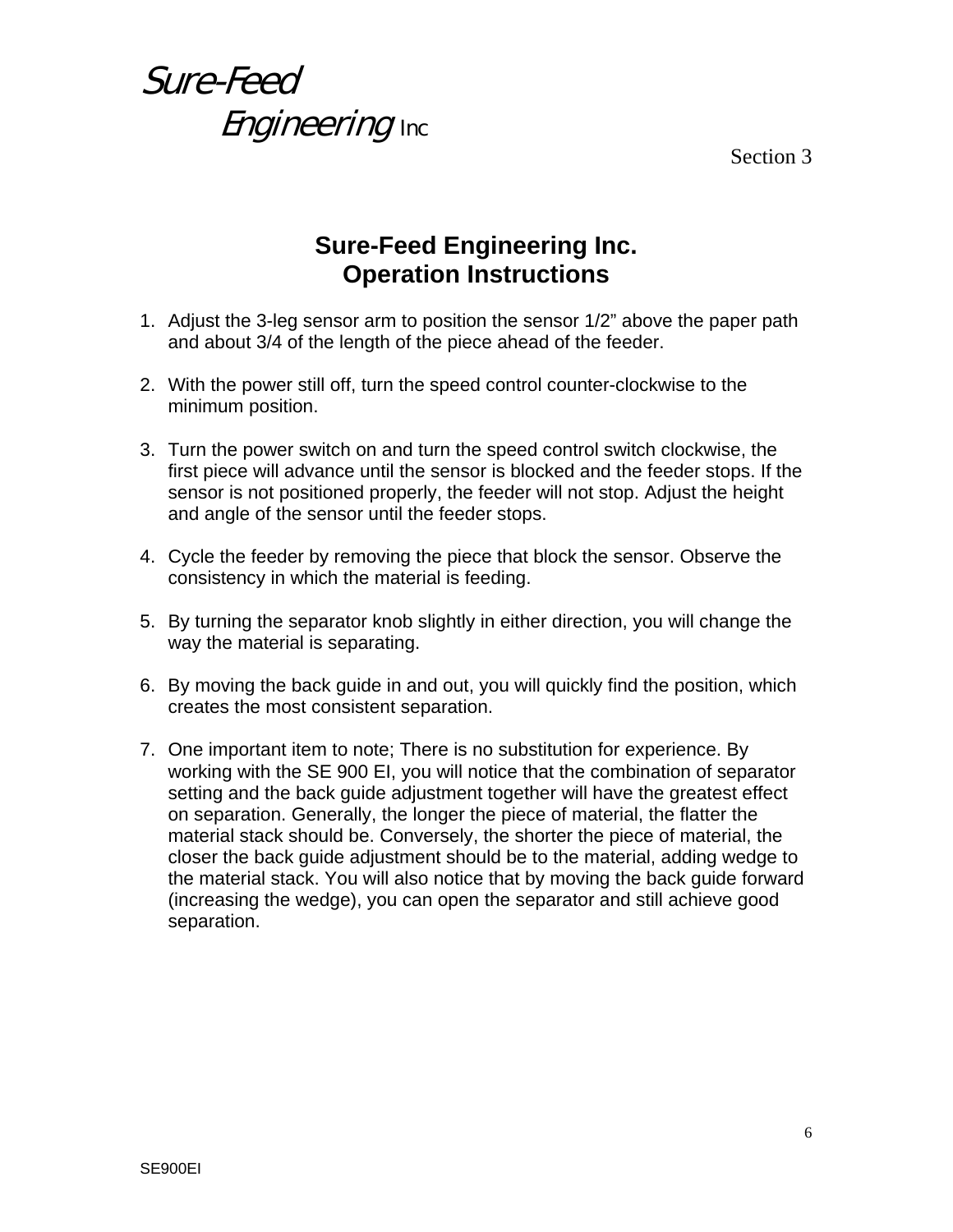# Sure-Feed Engineering Inc.

## Operation Instructions

1. Adjust the 3-leg sensor arm to position the sensor 1/2" above the paper path and about 3/4 of the length of the piece ahead of the feeder.

2. With the power still off, turn the speed control counter-clockwise to the minimum position.

3. Turn the power switch on and turn the speed control switch clockwise, the first piece will advance until the sensor is blocked and the feeder stops. If the sensor is not positioned properly, the feeder will not stop. Adjust the height and angle of the sensor until the feeder stops.

4. Cycle the feeder by removing the piece that block the sensor. Observe the consistency in which the material is feeding.

5. By turning the separator knob slightly in either direction, you will change the way the material is separating.

6. By moving the back guide in and out, you will quickly find the position, which creates the most consistent separation.

7. One important item to note; There is no substitution for experience. By working with the SE 900 EI, you will notice that the combination of separator setting and the back guide adjustment together will have the greatest effect on separation. Generally, the longer the piece of material, the flatter the material stack should be. Conversely, the shorter the piece of material, the closer the back guide adjustment should be to the material, adding wedge to the material stack. You will also notice that by moving the back guide forward (increasing the wedge), you can open the separator and still achieve good separation.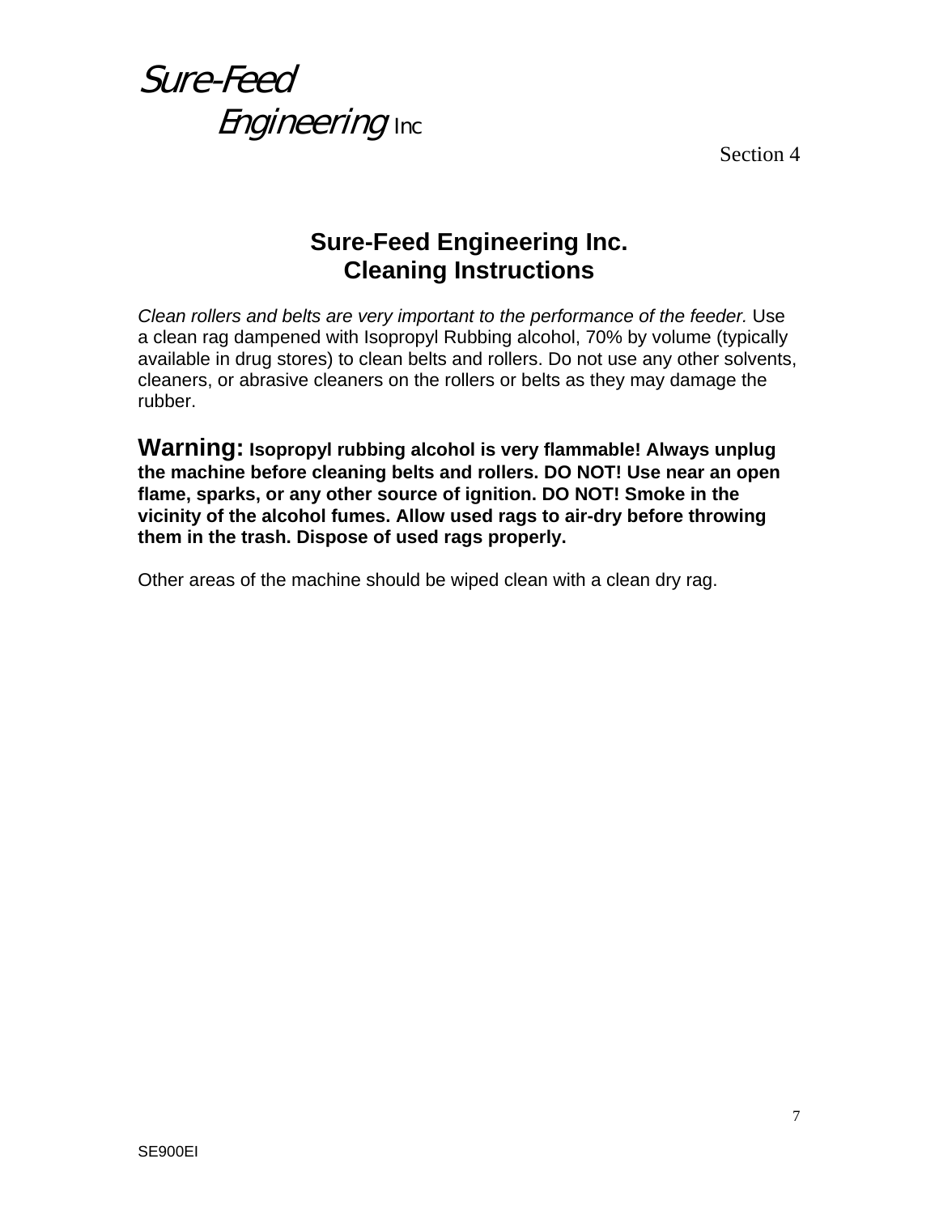# Sure-Feed Engineering Inc. Cleaning Instructions

*Clean rollers and belts are very important to the performance of the feeder.* Use a clean rag dampened with Isopropyl Rubbing alcohol, 70% by volume (typically available in drug stores) to clean belts and rollers. Do not use any other solvents, cleaners, or abrasive cleaners on the rollers or belts as they may damage the rubber.

**Warning: Isopropyl rubbing alcohol is very flammable! Always unplug the machine before cleaning belts and rollers. DO NOT! Use near an open flame, sparks, or any other source of ignition. DO NOT! Smoke in the vicinity of the alcohol fumes. Allow used rags to air-dry before throwing them in the trash. Dispose of used rags properly.**

Other areas of the machine should be wiped clean with a clean dry rag.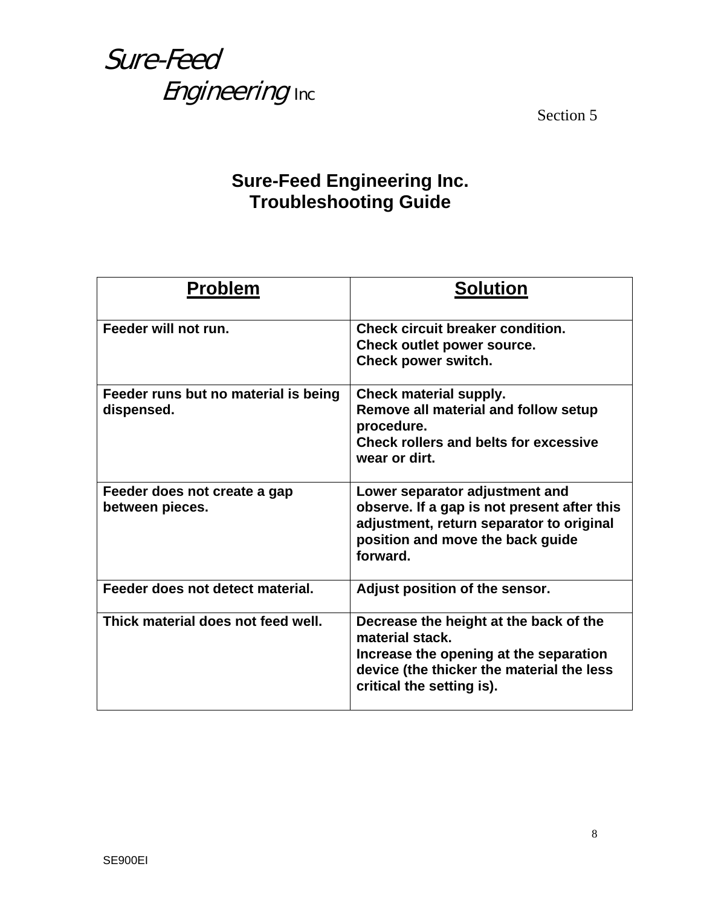Section 5

# Sure-Feed Engineering Inc.
# Troubleshooting Guide

| Problem | Solution |
| --- | --- |
| **Feeder will not run.** | **Check circuit breaker condition.**<br>**Check outlet power source.**<br>**Check power switch.** |
| **Feeder runs but no material is being dispensed.** | **Check material supply.**<br>**Remove all material and follow setup procedure.**<br>**Check rollers and belts for excessive wear or dirt.** |
| **Feeder does not create a gap between pieces.** | **Lower separator adjustment and observe. If a gap is not present after this adjustment, return separator to original position and move the back guide forward.** |
| **Feeder does not detect material.** | **Adjust position of the sensor.** |
| **Thick material does not feed well.** | **Decrease the height at the back of the material stack.**<br>**Increase the opening at the separation device (the thicker the material the less critical the setting is).** |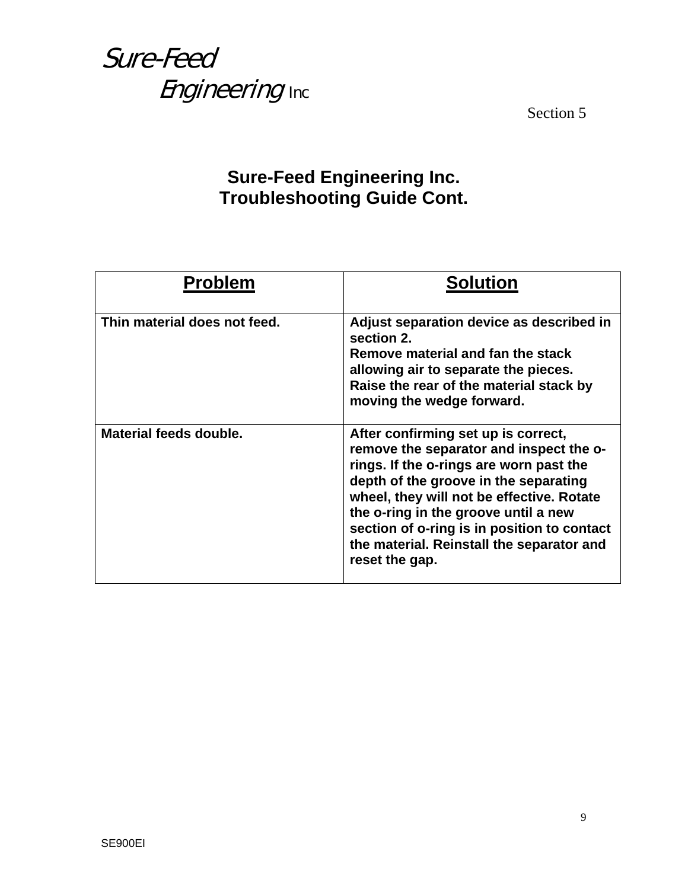Section 5

## Sure-Feed Engineering Inc.
## Troubleshooting Guide Cont.

| Problem | Solution |
|---|---|
| **Thin material does not feed.** | **Adjust separation device as described in section 2. Remove material and fan the stack allowing air to separate the pieces. Raise the rear of the material stack by moving the wedge forward.** |
| **Material feeds double.** | **After confirming set up is correct, remove the separator and inspect the o-rings. If the o-rings are worn past the depth of the groove in the separating wheel, they will not be effective. Rotate the o-ring in the groove until a new section of o-ring is in position to contact the material. Reinstall the separator and reset the gap.** |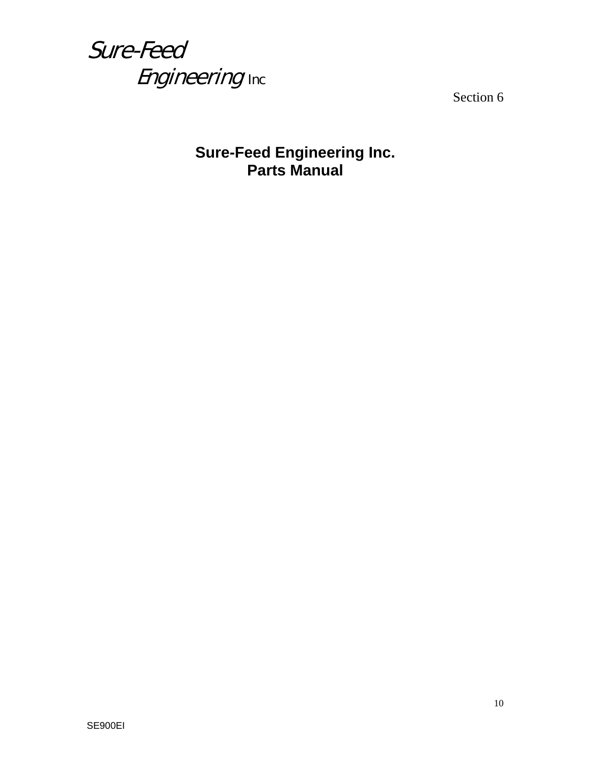*Sure-Feed Engineering* Inc

Section 6

## Sure-Feed Engineering Inc.
## Parts Manual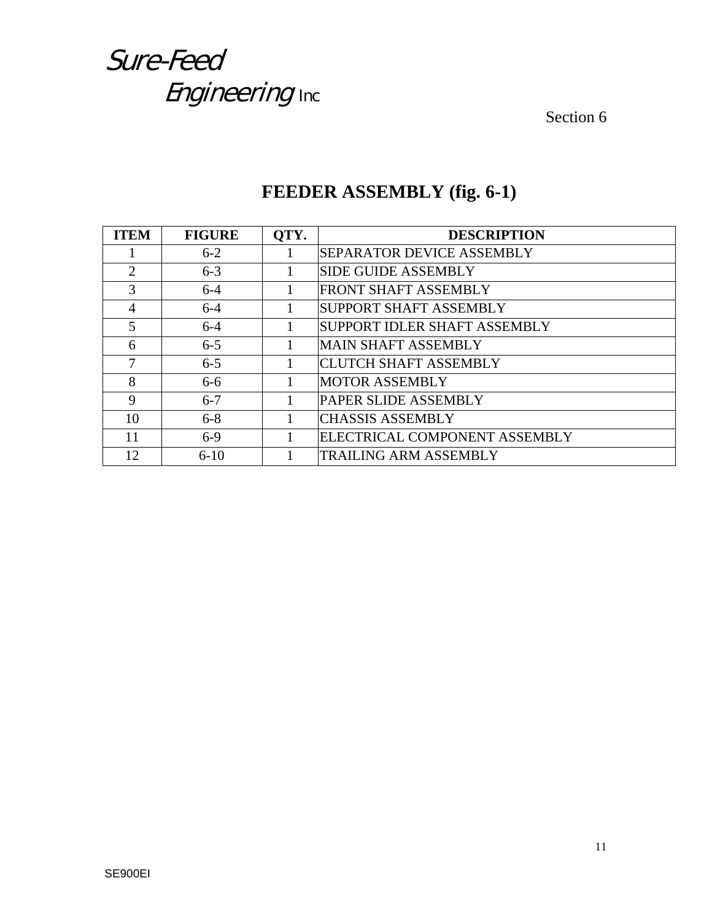# FEEDER ASSEMBLY (fig. 6-1)

| ITEM | FIGURE | QTY. | DESCRIPTION |
|---|---|---|---|
| 1 | 6-2 | 1 | SEPARATOR DEVICE ASSEMBLY |
| 2 | 6-3 | 1 | SIDE GUIDE ASSEMBLY |
| 3 | 6-4 | 1 | FRONT SHAFT ASSEMBLY |
| 4 | 6-4 | 1 | SUPPORT SHAFT ASSEMBLY |
| 5 | 6-4 | 1 | SUPPORT IDLER SHAFT ASSEMBLY |
| 6 | 6-5 | 1 | MAIN SHAFT ASSEMBLY |
| 7 | 6-5 | 1 | CLUTCH SHAFT ASSEMBLY |
| 8 | 6-6 | 1 | MOTOR ASSEMBLY |
| 9 | 6-7 | 1 | PAPER SLIDE ASSEMBLY |
| 10 | 6-8 | 1 | CHASSIS ASSEMBLY |
| 11 | 6-9 | 1 | ELECTRICAL COMPONENT ASSEMBLY |
| 12 | 6-10 | 1 | TRAILING ARM ASSEMBLY |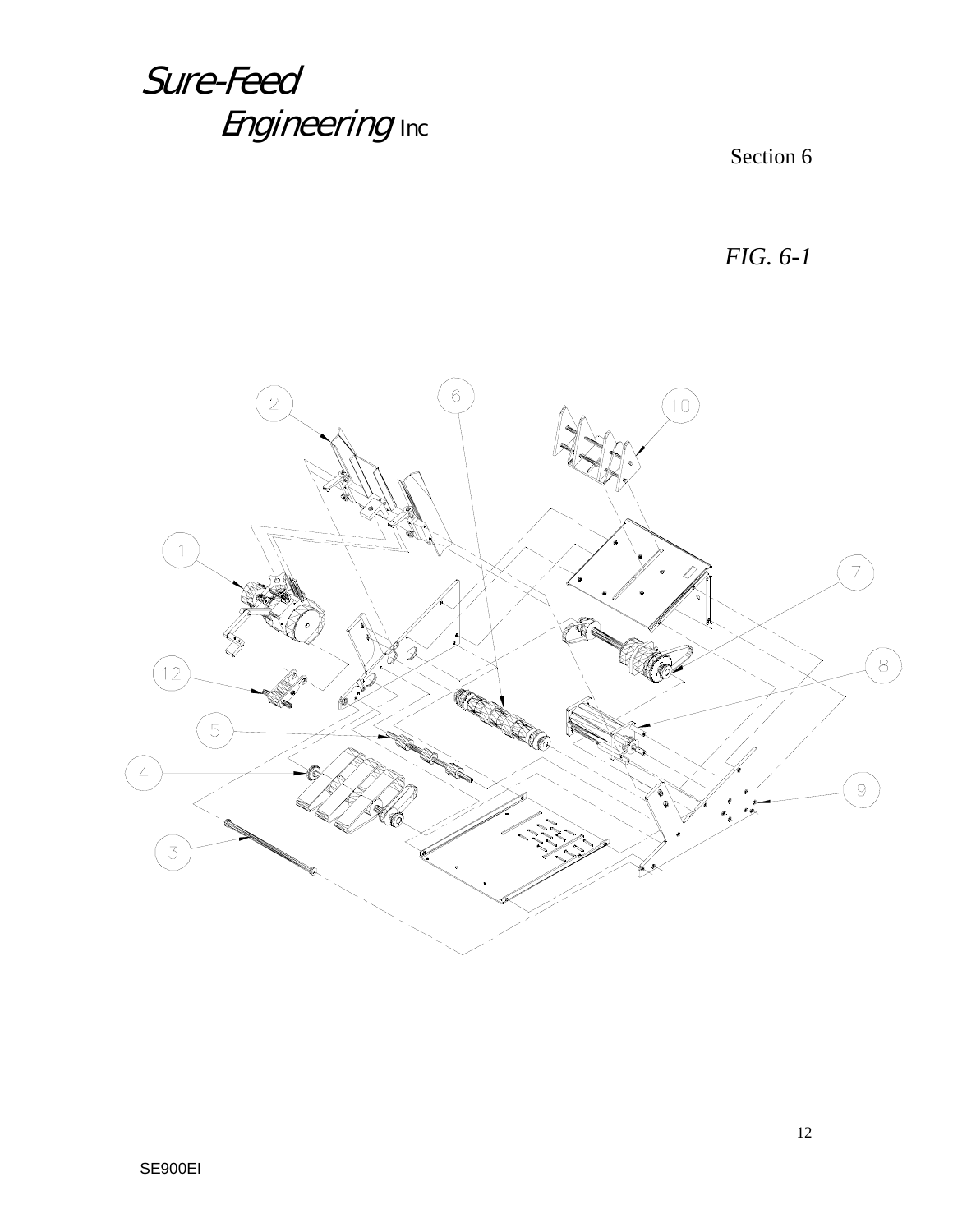# Sure-Feed Engineering Inc

Section 6

*FIG. 6-1*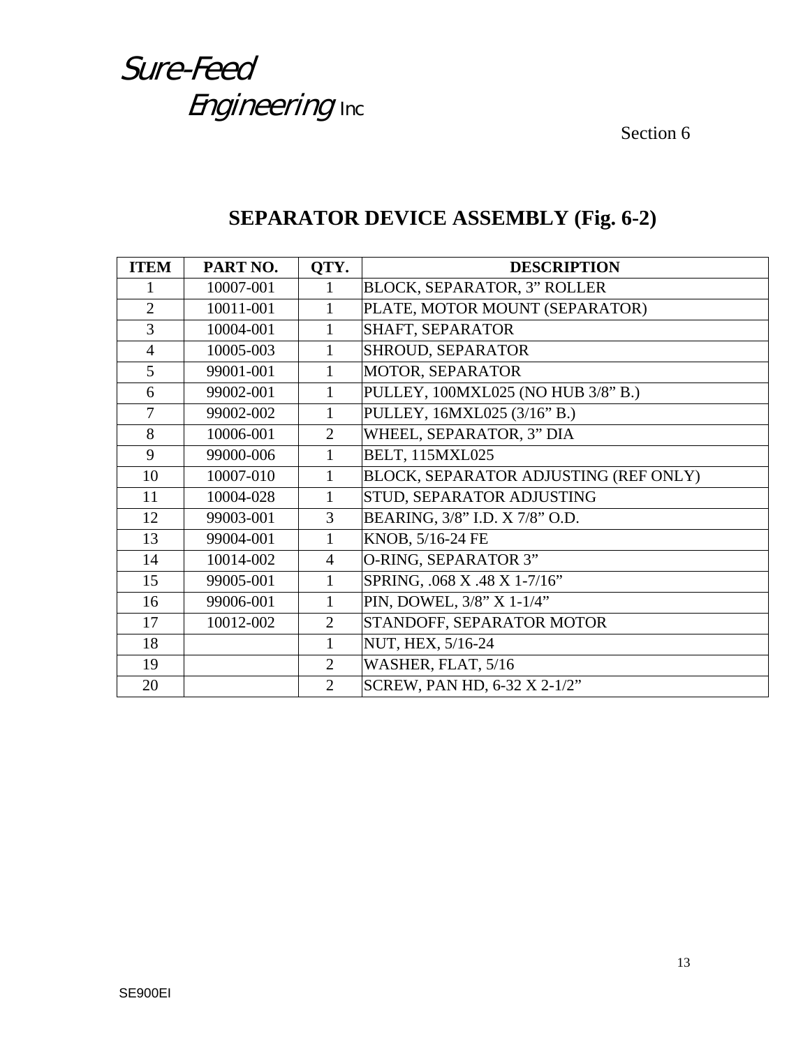*Sure-Feed Engineering Inc*

Section 6

# SEPARATOR DEVICE ASSEMBLY (Fig. 6-2)

| ITEM | PART NO. | QTY. | DESCRIPTION |
|---|---|---|---|
| 1 | 10007-001 | 1 | BLOCK, SEPARATOR, 3" ROLLER |
| 2 | 10011-001 | 1 | PLATE, MOTOR MOUNT (SEPARATOR) |
| 3 | 10004-001 | 1 | SHAFT, SEPARATOR |
| 4 | 10005-003 | 1 | SHROUD, SEPARATOR |
| 5 | 99001-001 | 1 | MOTOR, SEPARATOR |
| 6 | 99002-001 | 1 | PULLEY, 100MXL025 (NO HUB 3/8" B.) |
| 7 | 99002-002 | 1 | PULLEY, 16MXL025 (3/16" B.) |
| 8 | 10006-001 | 2 | WHEEL, SEPARATOR, 3" DIA |
| 9 | 99000-006 | 1 | BELT, 115MXL025 |
| 10 | 10007-010 | 1 | BLOCK, SEPARATOR ADJUSTING (REF ONLY) |
| 11 | 10004-028 | 1 | STUD, SEPARATOR ADJUSTING |
| 12 | 99003-001 | 3 | BEARING, 3/8" I.D. X 7/8" O.D. |
| 13 | 99004-001 | 1 | KNOB, 5/16-24 FE |
| 14 | 10014-002 | 4 | O-RING, SEPARATOR 3" |
| 15 | 99005-001 | 1 | SPRING, .068 X .48 X 1-7/16" |
| 16 | 99006-001 | 1 | PIN, DOWEL, 3/8" X 1-1/4" |
| 17 | 10012-002 | 2 | STANDOFF, SEPARATOR MOTOR |
| 18 | | 1 | NUT, HEX, 5/16-24 |
| 19 | | 2 | WASHER, FLAT, 5/16 |
| 20 | | 2 | SCREW, PAN HD, 6-32 X 2-1/2" |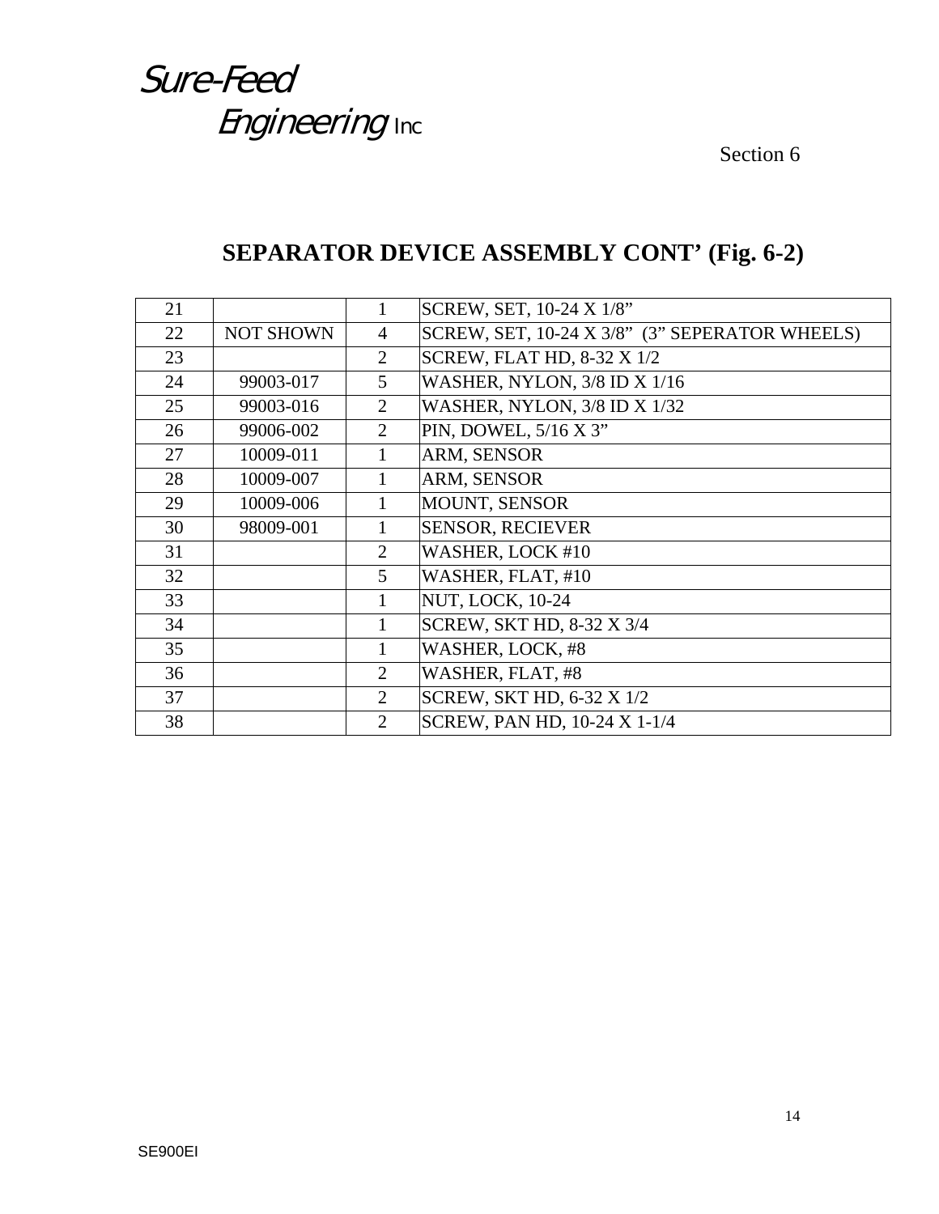Sure-Feed Engineering Inc

Section 6

## SEPARATOR DEVICE ASSEMBLY CONT' (Fig. 6-2)

| | | | |
|---|---|---|---|
| 21 | | 1 | SCREW, SET, 10-24 X 1/8" |
| 22 | NOT SHOWN | 4 | SCREW, SET, 10-24 X 3/8" (3" SEPERATOR WHEELS) |
| 23 | | 2 | SCREW, FLAT HD, 8-32 X 1/2 |
| 24 | 99003-017 | 5 | WASHER, NYLON, 3/8 ID X 1/16 |
| 25 | 99003-016 | 2 | WASHER, NYLON, 3/8 ID X 1/32 |
| 26 | 99006-002 | 2 | PIN, DOWEL, 5/16 X 3" |
| 27 | 10009-011 | 1 | ARM, SENSOR |
| 28 | 10009-007 | 1 | ARM, SENSOR |
| 29 | 10009-006 | 1 | MOUNT, SENSOR |
| 30 | 98009-001 | 1 | SENSOR, RECIEVER |
| 31 | | 2 | WASHER, LOCK #10 |
| 32 | | 5 | WASHER, FLAT, #10 |
| 33 | | 1 | NUT, LOCK, 10-24 |
| 34 | | 1 | SCREW, SKT HD, 8-32 X 3/4 |
| 35 | | 1 | WASHER, LOCK, #8 |
| 36 | | 2 | WASHER, FLAT, #8 |
| 37 | | 2 | SCREW, SKT HD, 6-32 X 1/2 |
| 38 | | 2 | SCREW, PAN HD, 10-24 X 1-1/4 |

SE900EI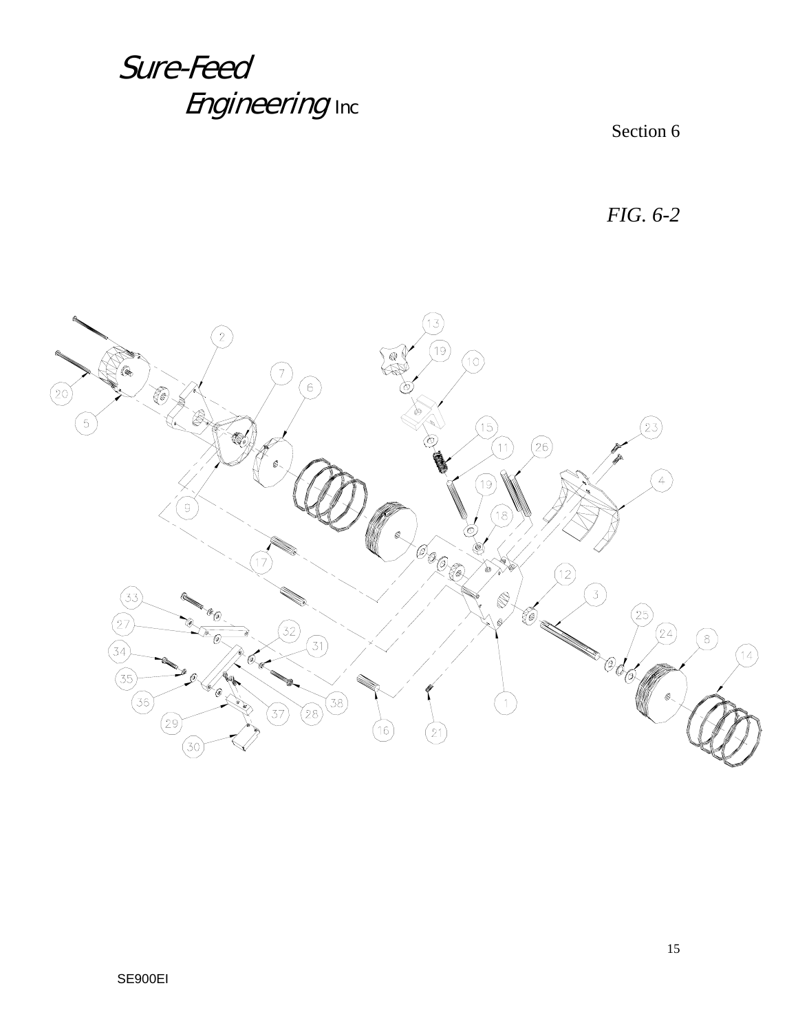Section 6

*FIG. 6-2*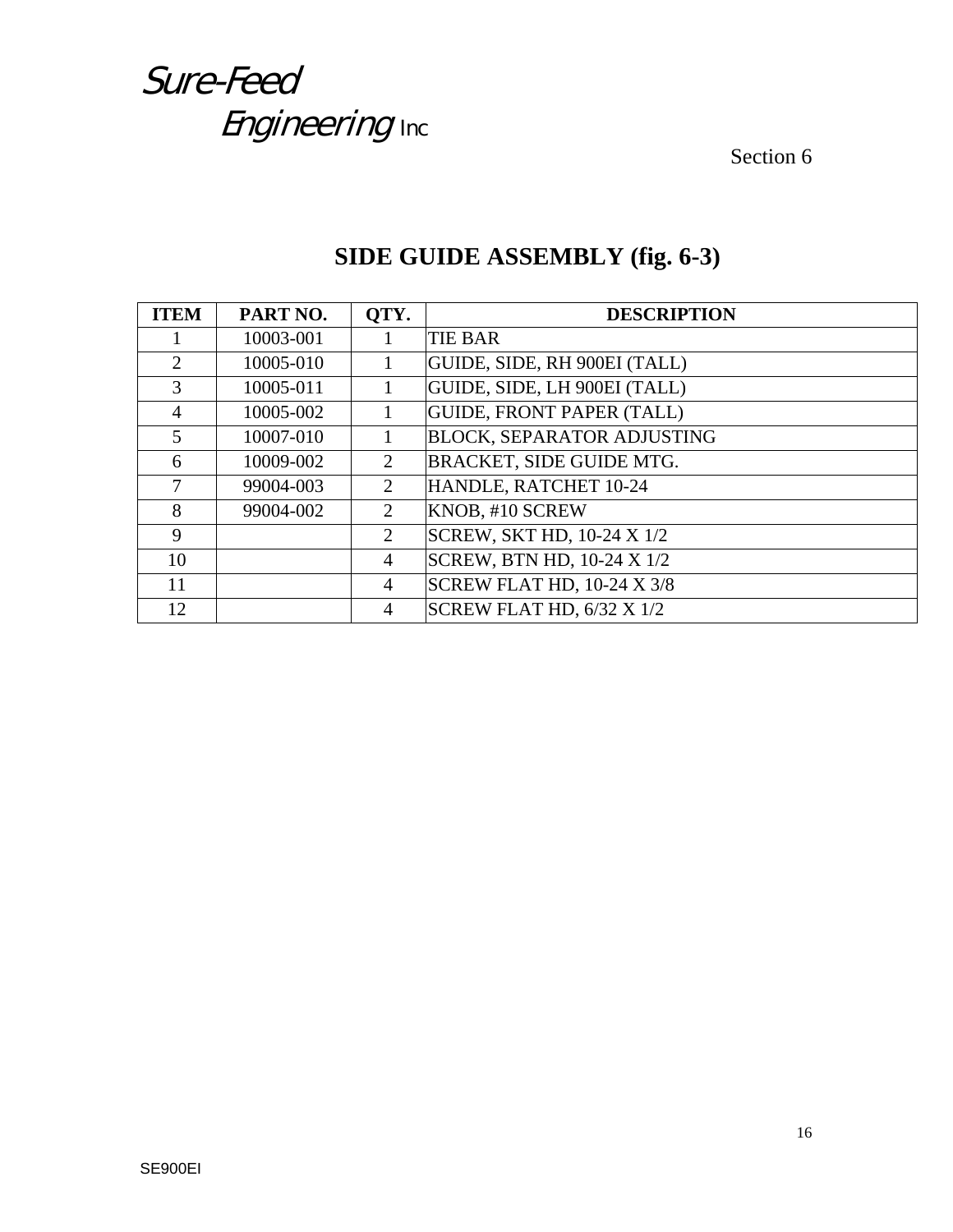Sure-Feed
Engineering Inc

Section 6

## SIDE GUIDE ASSEMBLY (fig. 6-3)

| ITEM | PART NO. | QTY. | DESCRIPTION |
|---|---|---|---|
| 1 | 10003-001 | 1 | TIE BAR |
| 2 | 10005-010 | 1 | GUIDE, SIDE, RH 900EI (TALL) |
| 3 | 10005-011 | 1 | GUIDE, SIDE, LH 900EI (TALL) |
| 4 | 10005-002 | 1 | GUIDE, FRONT PAPER (TALL) |
| 5 | 10007-010 | 1 | BLOCK, SEPARATOR ADJUSTING |
| 6 | 10009-002 | 2 | BRACKET, SIDE GUIDE MTG. |
| 7 | 99004-003 | 2 | HANDLE, RATCHET 10-24 |
| 8 | 99004-002 | 2 | KNOB, #10 SCREW |
| 9 | | 2 | SCREW, SKT HD, 10-24 X 1/2 |
| 10 | | 4 | SCREW, BTN HD, 10-24 X 1/2 |
| 11 | | 4 | SCREW FLAT HD, 10-24 X 3/8 |
| 12 | | 4 | SCREW FLAT HD, 6/32 X 1/2 |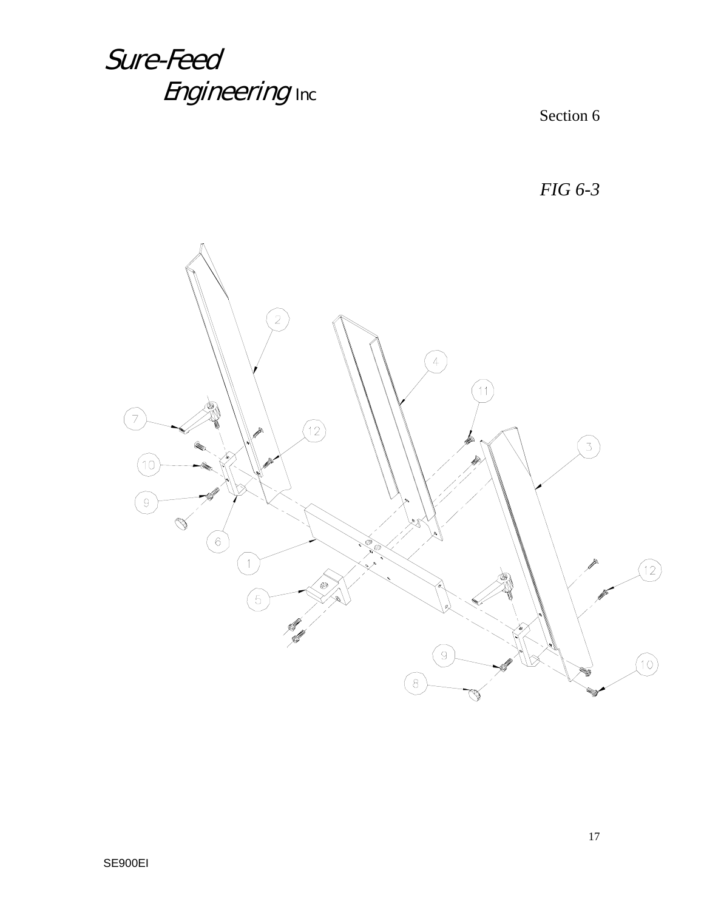Sure-Feed Engineering Inc

Section 6

*FIG 6-3*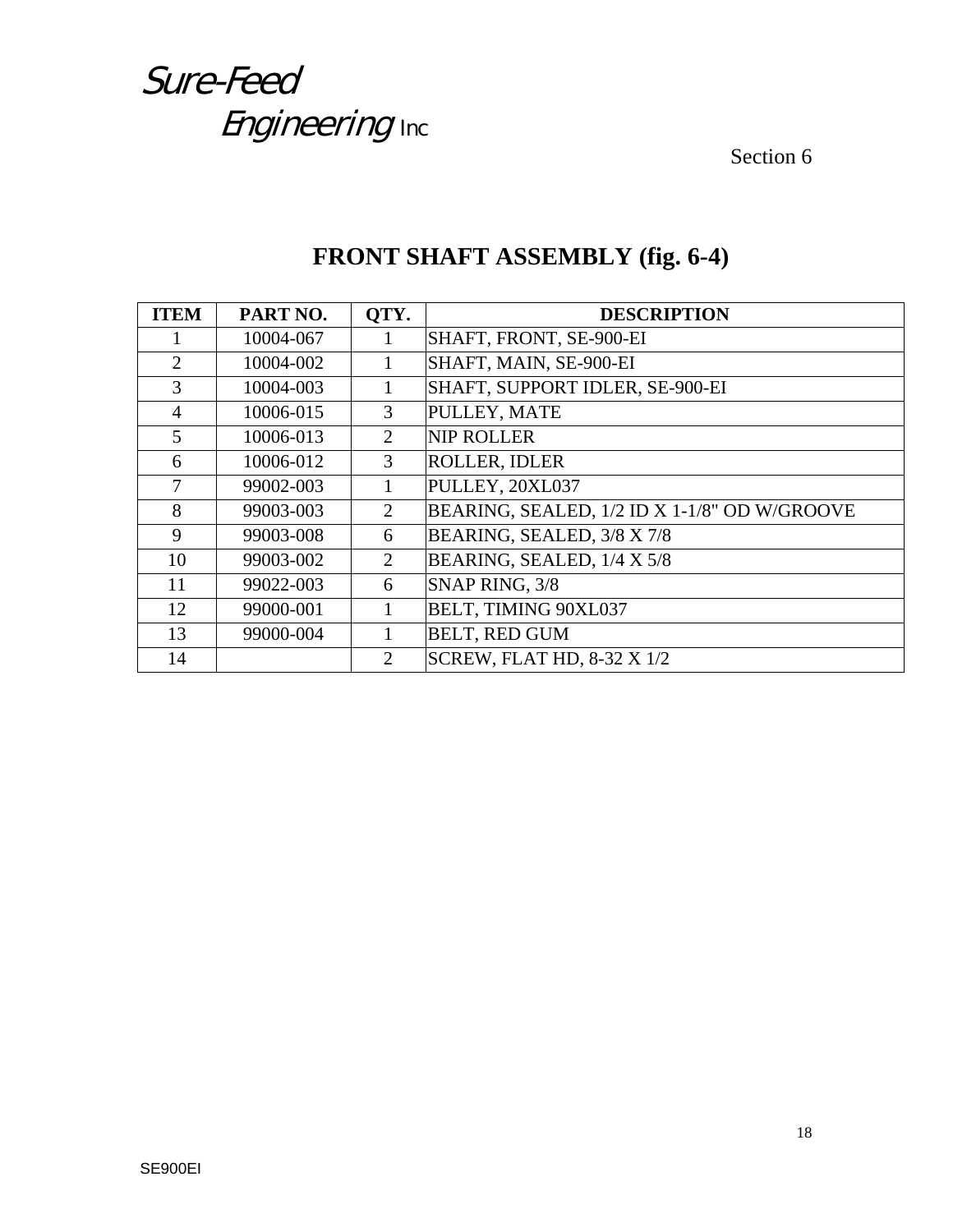Sure-Feed Engineering Inc

Section 6

# FRONT SHAFT ASSEMBLY (fig. 6-4)

| ITEM | PART NO. | QTY. | DESCRIPTION |
|---|---|---|---|
| 1 | 10004-067 | 1 | SHAFT, FRONT, SE-900-EI |
| 2 | 10004-002 | 1 | SHAFT, MAIN, SE-900-EI |
| 3 | 10004-003 | 1 | SHAFT, SUPPORT IDLER, SE-900-EI |
| 4 | 10006-015 | 3 | PULLEY, MATE |
| 5 | 10006-013 | 2 | NIP ROLLER |
| 6 | 10006-012 | 3 | ROLLER, IDLER |
| 7 | 99002-003 | 1 | PULLEY, 20XL037 |
| 8 | 99003-003 | 2 | BEARING, SEALED, 1/2 ID X 1-1/8" OD W/GROOVE |
| 9 | 99003-008 | 6 | BEARING, SEALED, 3/8 X 7/8 |
| 10 | 99003-002 | 2 | BEARING, SEALED, 1/4 X 5/8 |
| 11 | 99022-003 | 6 | SNAP RING, 3/8 |
| 12 | 99000-001 | 1 | BELT, TIMING 90XL037 |
| 13 | 99000-004 | 1 | BELT, RED GUM |
| 14 | | 2 | SCREW, FLAT HD, 8-32 X 1/2 |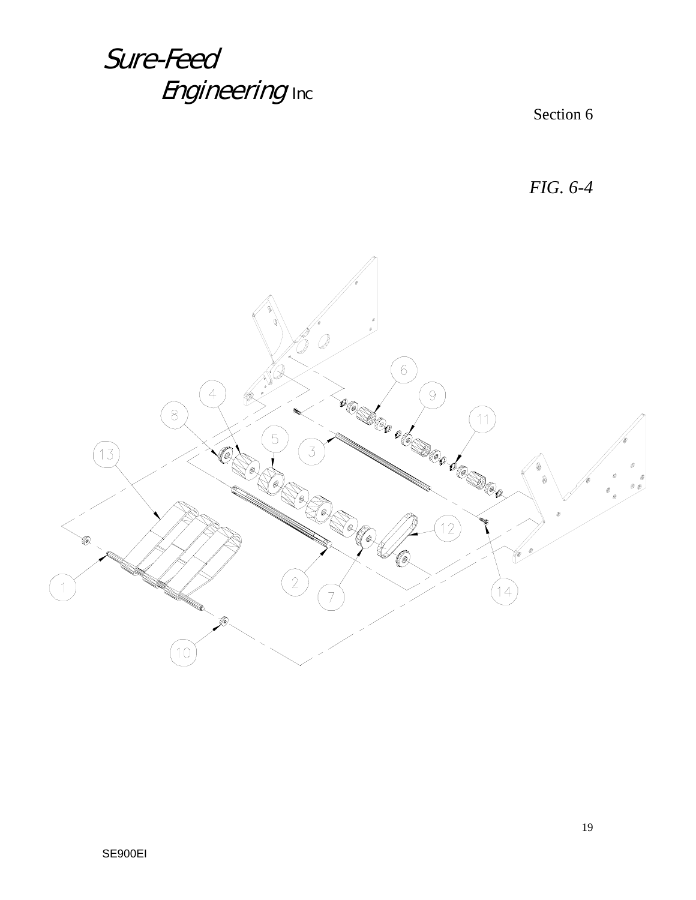Section 6

*FIG. 6-4*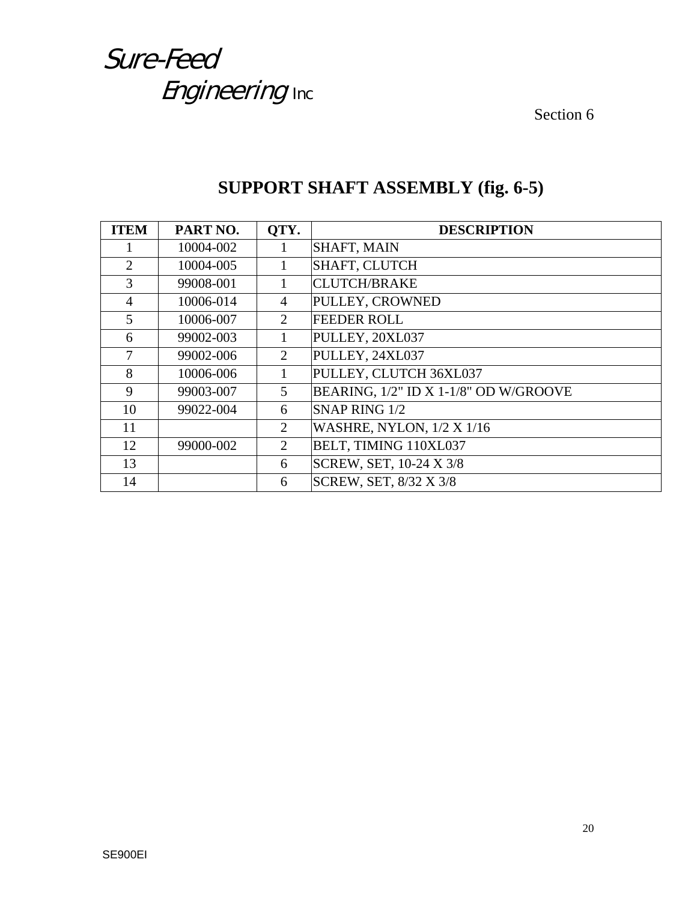# SUPPORT SHAFT ASSEMBLY (fig. 6-5)

| ITEM | PART NO. | QTY. | DESCRIPTION |
|---|---|---|---|
| 1 | 10004-002 | 1 | SHAFT, MAIN |
| 2 | 10004-005 | 1 | SHAFT, CLUTCH |
| 3 | 99008-001 | 1 | CLUTCH/BRAKE |
| 4 | 10006-014 | 4 | PULLEY, CROWNED |
| 5 | 10006-007 | 2 | FEEDER ROLL |
| 6 | 99002-003 | 1 | PULLEY, 20XL037 |
| 7 | 99002-006 | 2 | PULLEY, 24XL037 |
| 8 | 10006-006 | 1 | PULLEY, CLUTCH 36XL037 |
| 9 | 99003-007 | 5 | BEARING, 1/2" ID X 1-1/8" OD W/GROOVE |
| 10 | 99022-004 | 6 | SNAP RING 1/2 |
| 11 | | 2 | WASHRE, NYLON, 1/2 X 1/16 |
| 12 | 99000-002 | 2 | BELT, TIMING 110XL037 |
| 13 | | 6 | SCREW, SET, 10-24 X 3/8 |
| 14 | | 6 | SCREW, SET, 8/32 X 3/8 |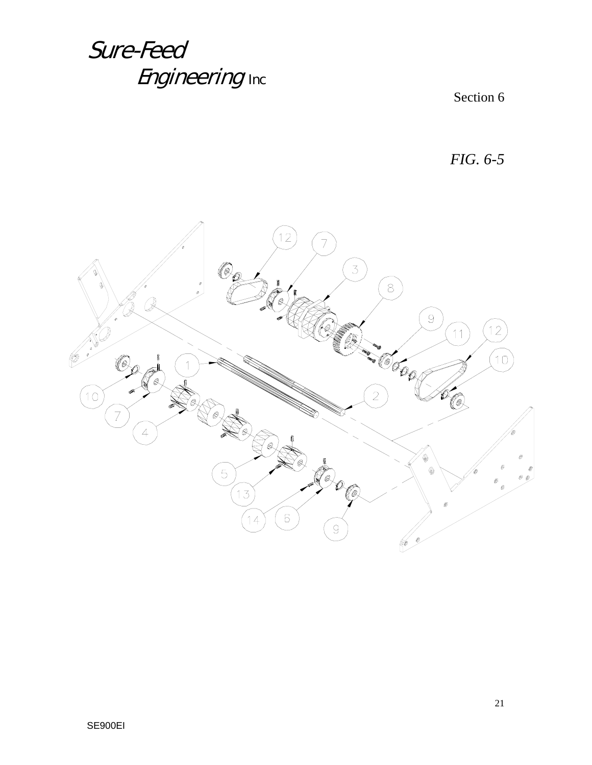Sure-Feed Engineering Inc

Section 6

*FIG. 6-5*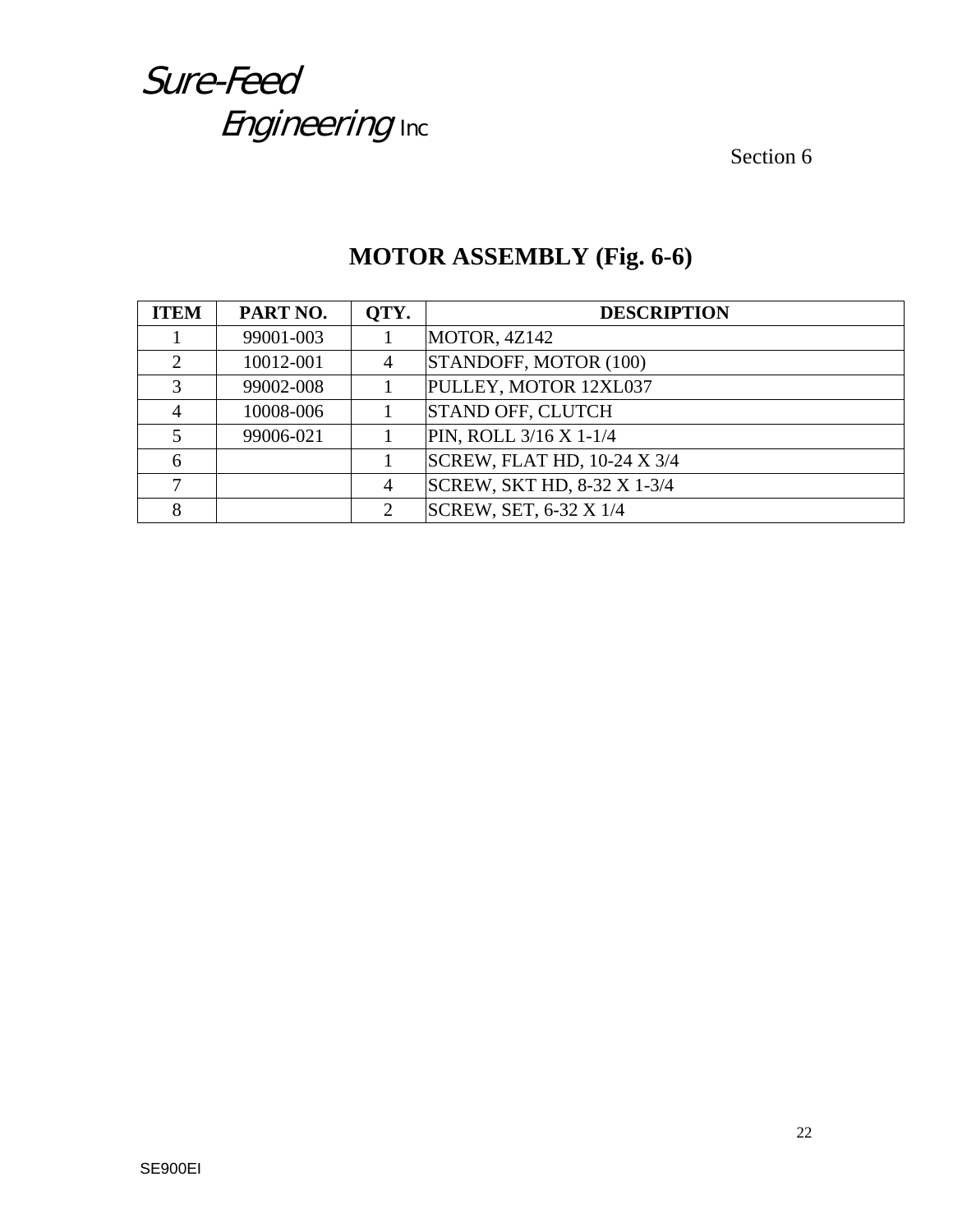Sure-Feed
Engineering Inc

Section 6

## MOTOR ASSEMBLY (Fig. 6-6)

| ITEM | PART NO. | QTY. | DESCRIPTION |
|---|---|---|---|
| 1 | 99001-003 | 1 | MOTOR, 4Z142 |
| 2 | 10012-001 | 4 | STANDOFF, MOTOR (100) |
| 3 | 99002-008 | 1 | PULLEY, MOTOR 12XL037 |
| 4 | 10008-006 | 1 | STAND OFF, CLUTCH |
| 5 | 99006-021 | 1 | PIN, ROLL 3/16 X 1-1/4 |
| 6 | | 1 | SCREW, FLAT HD, 10-24 X 3/4 |
| 7 | | 4 | SCREW, SKT HD, 8-32 X 1-3/4 |
| 8 | | 2 | SCREW, SET, 6-32 X 1/4 |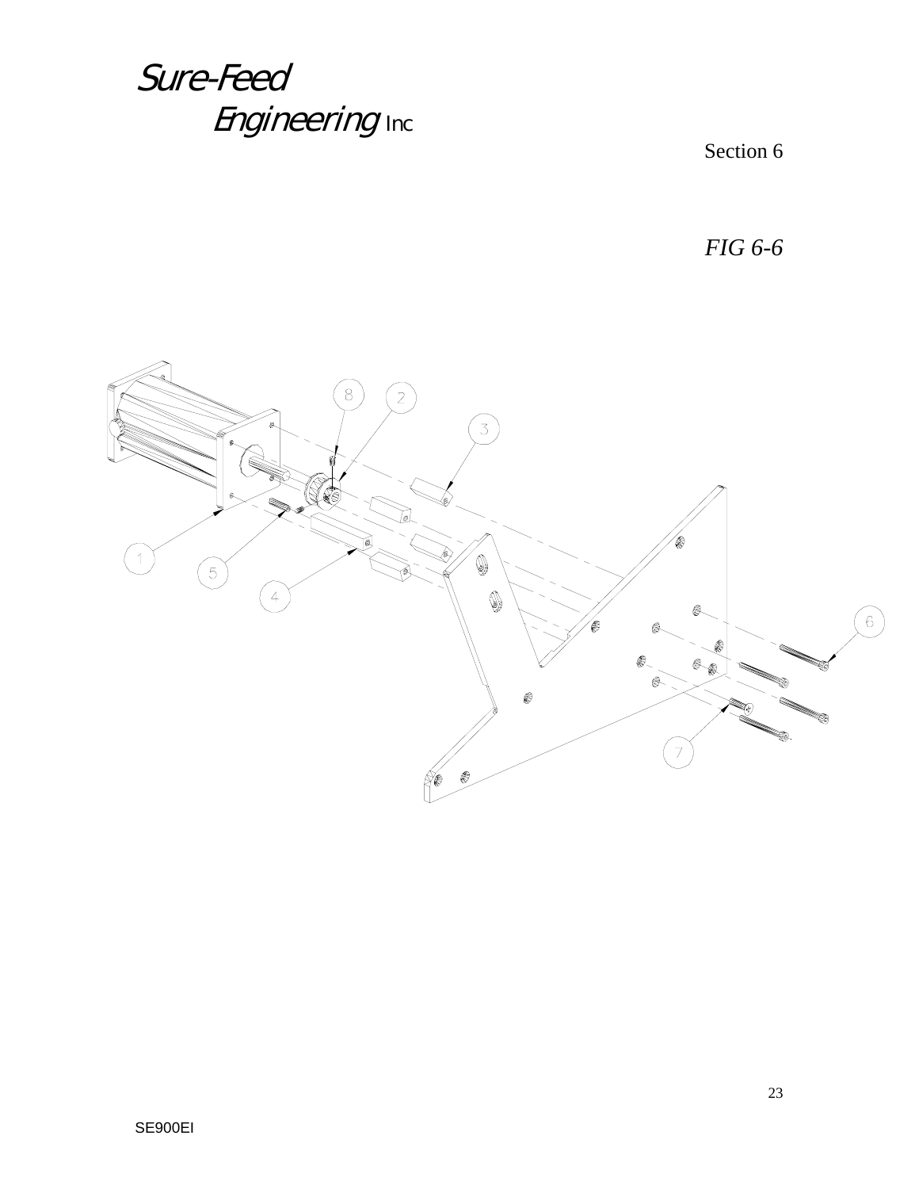Sure-Feed Engineering Inc

Section 6

*FIG 6-6*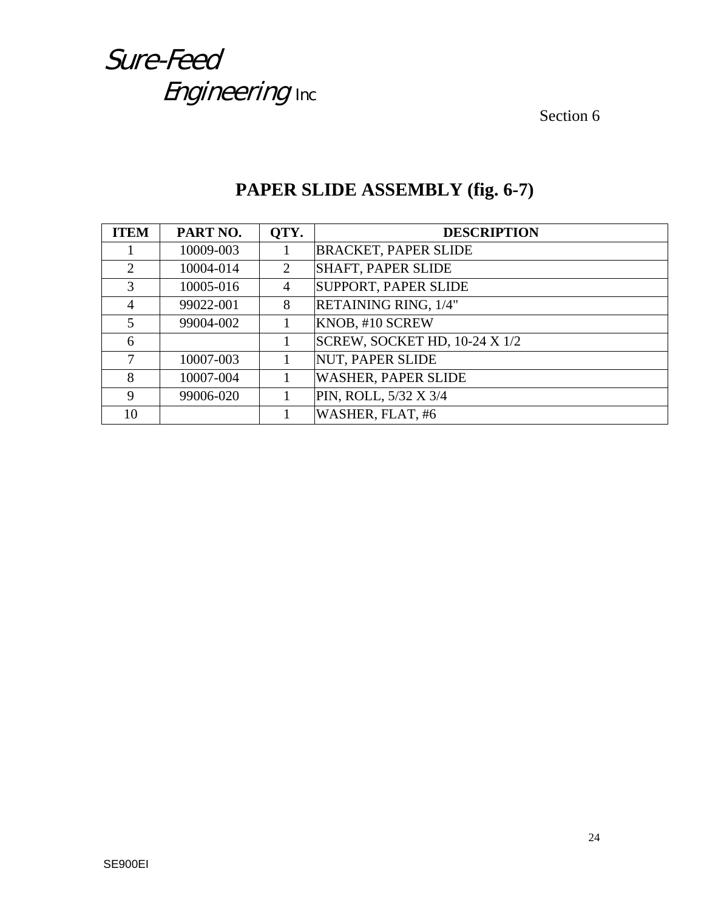Sure-Feed
Engineering Inc

Section 6

# PAPER SLIDE ASSEMBLY (fig. 6-7)

| ITEM | PART NO. | QTY. | DESCRIPTION |
|---|---|---|---|
| 1 | 10009-003 | 1 | BRACKET, PAPER SLIDE |
| 2 | 10004-014 | 2 | SHAFT, PAPER SLIDE |
| 3 | 10005-016 | 4 | SUPPORT, PAPER SLIDE |
| 4 | 99022-001 | 8 | RETAINING RING, 1/4" |
| 5 | 99004-002 | 1 | KNOB, #10 SCREW |
| 6 | | 1 | SCREW, SOCKET HD, 10-24 X 1/2 |
| 7 | 10007-003 | 1 | NUT, PAPER SLIDE |
| 8 | 10007-004 | 1 | WASHER, PAPER SLIDE |
| 9 | 99006-020 | 1 | PIN, ROLL, 5/32 X 3/4 |
| 10 | | 1 | WASHER, FLAT, #6 |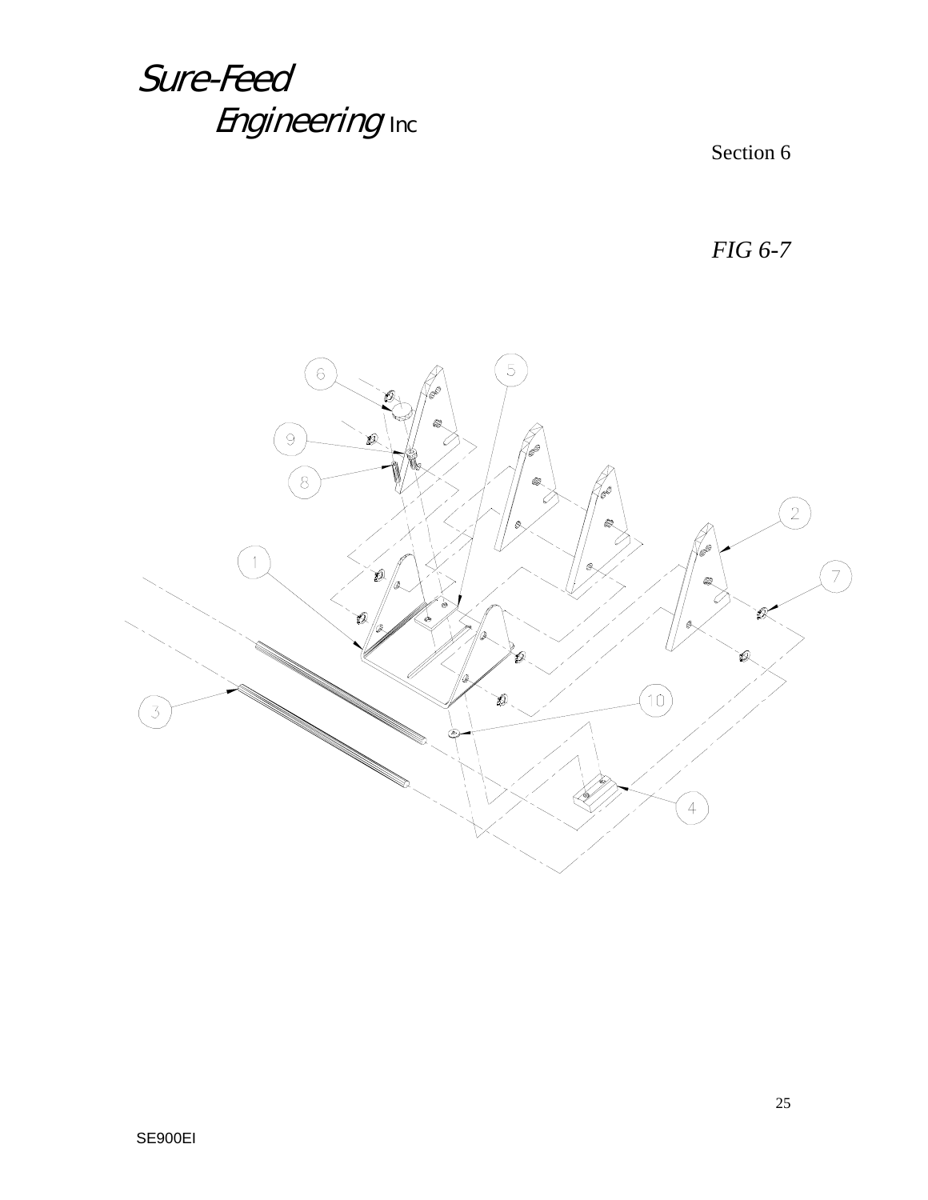Section 6

*FIG 6-7*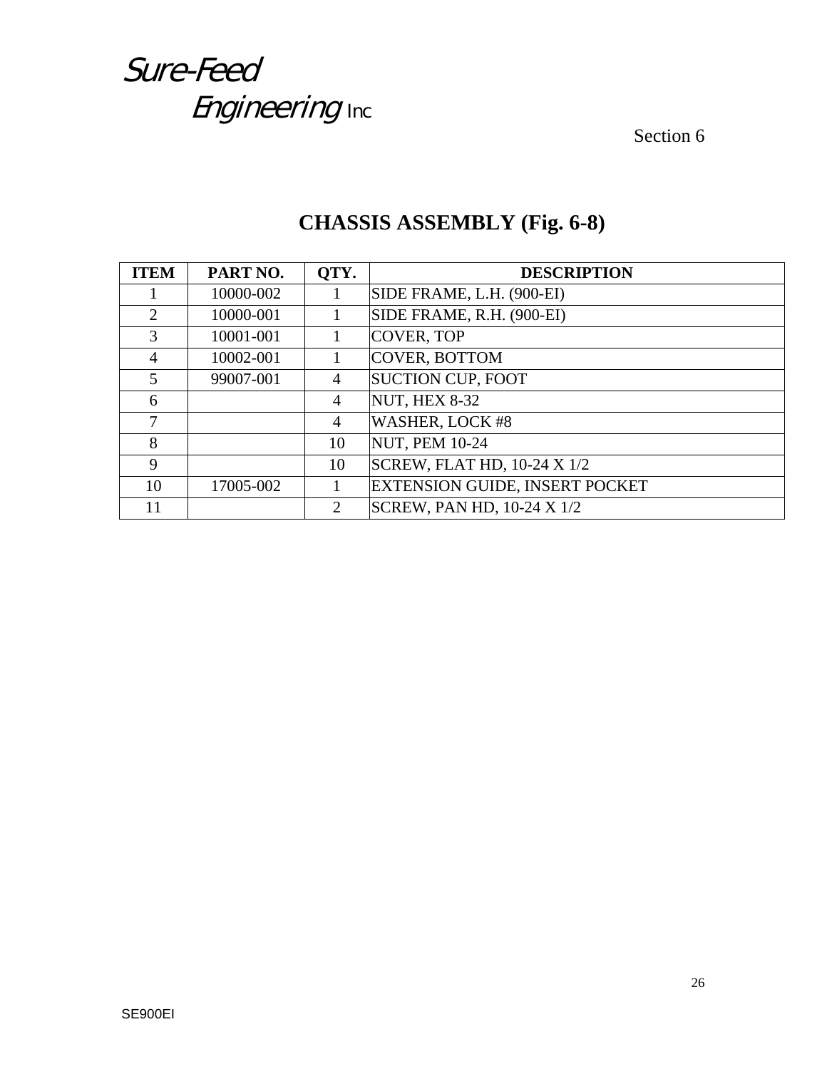Sure-Feed
Engineering Inc

Section 6

## CHASSIS ASSEMBLY (Fig. 6-8)

| ITEM | PART NO. | QTY. | DESCRIPTION |
|---|---|---|---|
| 1 | 10000-002 | 1 | SIDE FRAME, L.H. (900-EI) |
| 2 | 10000-001 | 1 | SIDE FRAME, R.H. (900-EI) |
| 3 | 10001-001 | 1 | COVER, TOP |
| 4 | 10002-001 | 1 | COVER, BOTTOM |
| 5 | 99007-001 | 4 | SUCTION CUP, FOOT |
| 6 | | 4 | NUT, HEX 8-32 |
| 7 | | 4 | WASHER, LOCK #8 |
| 8 | | 10 | NUT, PEM 10-24 |
| 9 | | 10 | SCREW, FLAT HD, 10-24 X 1/2 |
| 10 | 17005-002 | 1 | EXTENSION GUIDE, INSERT POCKET |
| 11 | | 2 | SCREW, PAN HD, 10-24 X 1/2 |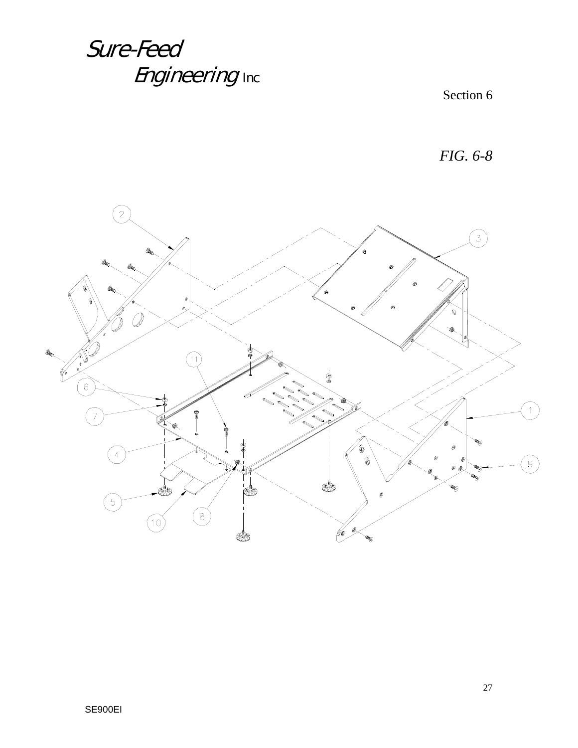Section 6

*FIG. 6-8*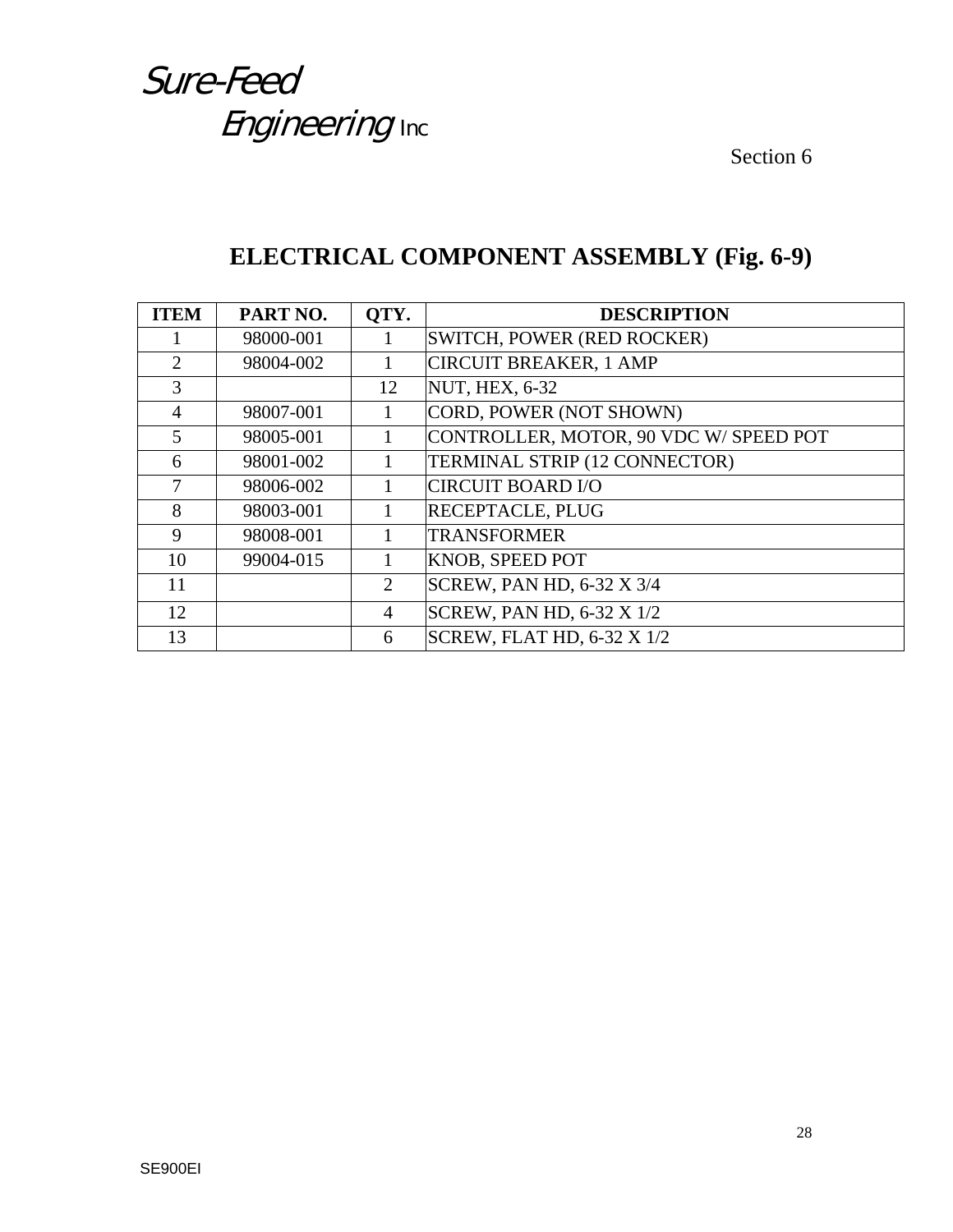# ELECTRICAL COMPONENT ASSEMBLY (Fig. 6-9)

| ITEM | PART NO. | QTY. | DESCRIPTION |
|---|---|---|---|
| 1 | 98000-001 | 1 | SWITCH, POWER (RED ROCKER) |
| 2 | 98004-002 | 1 | CIRCUIT BREAKER, 1 AMP |
| 3 | | 12 | NUT, HEX, 6-32 |
| 4 | 98007-001 | 1 | CORD, POWER (NOT SHOWN) |
| 5 | 98005-001 | 1 | CONTROLLER, MOTOR, 90 VDC W/ SPEED POT |
| 6 | 98001-002 | 1 | TERMINAL STRIP (12 CONNECTOR) |
| 7 | 98006-002 | 1 | CIRCUIT BOARD I/O |
| 8 | 98003-001 | 1 | RECEPTACLE, PLUG |
| 9 | 98008-001 | 1 | TRANSFORMER |
| 10 | 99004-015 | 1 | KNOB, SPEED POT |
| 11 | | 2 | SCREW, PAN HD, 6-32 X 3/4 |
| 12 | | 4 | SCREW, PAN HD, 6-32 X 1/2 |
| 13 | | 6 | SCREW, FLAT HD, 6-32 X 1/2 |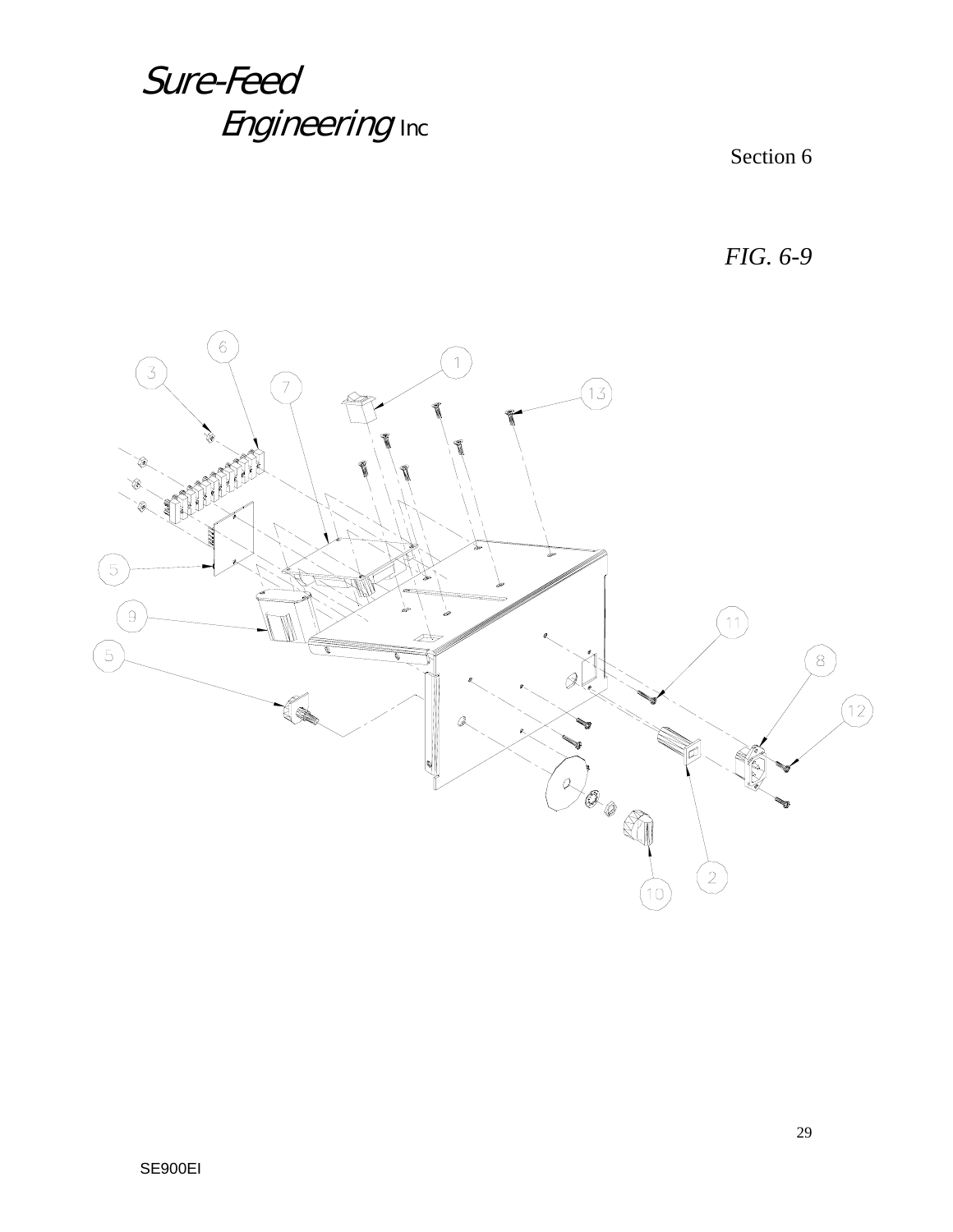Sure-Feed Engineering Inc

Section 6

*FIG. 6-9*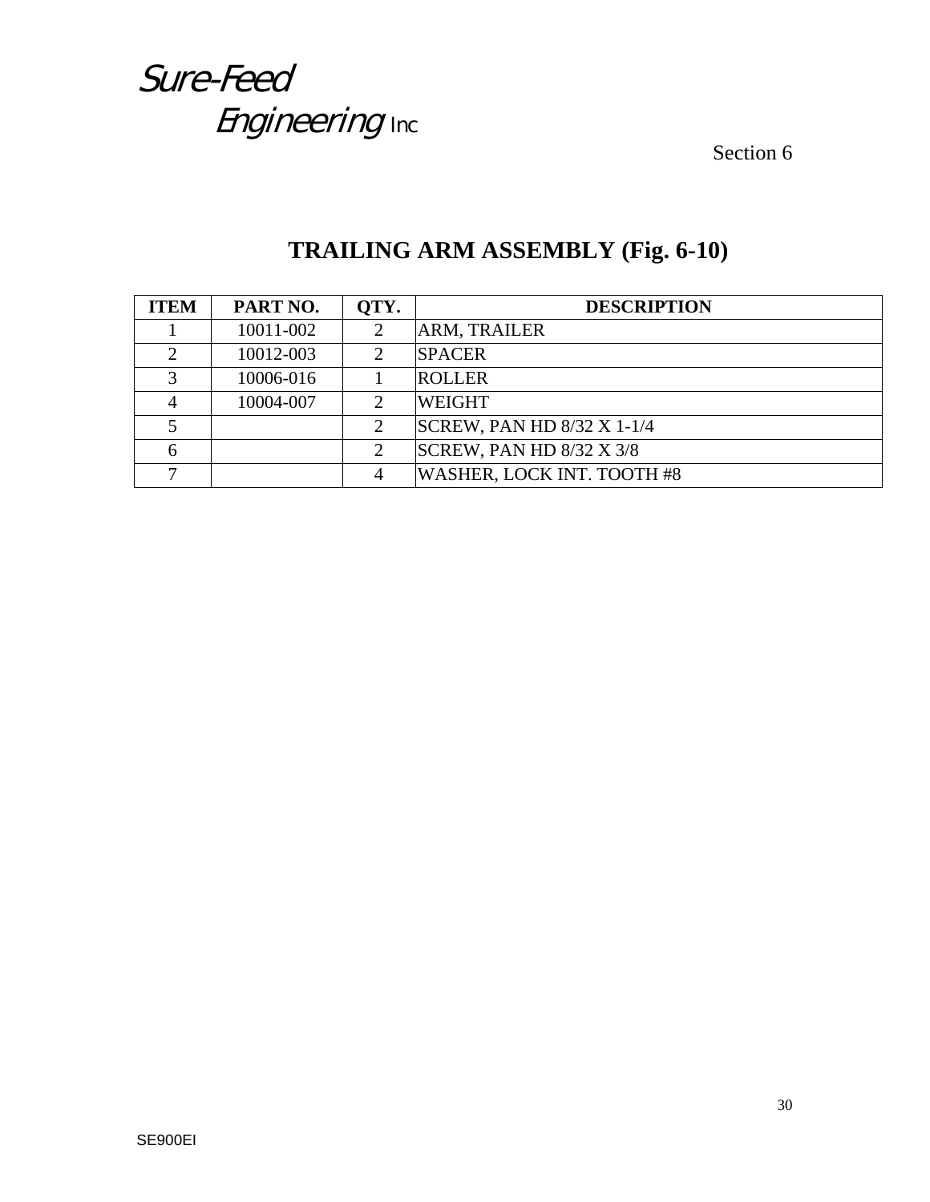# TRAILING ARM ASSEMBLY (Fig. 6-10)

| ITEM | PART NO. | QTY. | DESCRIPTION |
|---|---|---|---|
| 1 | 10011-002 | 2 | ARM, TRAILER |
| 2 | 10012-003 | 2 | SPACER |
| 3 | 10006-016 | 1 | ROLLER |
| 4 | 10004-007 | 2 | WEIGHT |
| 5 | | 2 | SCREW, PAN HD 8/32 X 1-1/4 |
| 6 | | 2 | SCREW, PAN HD 8/32 X 3/8 |
| 7 | | 4 | WASHER, LOCK INT. TOOTH #8 |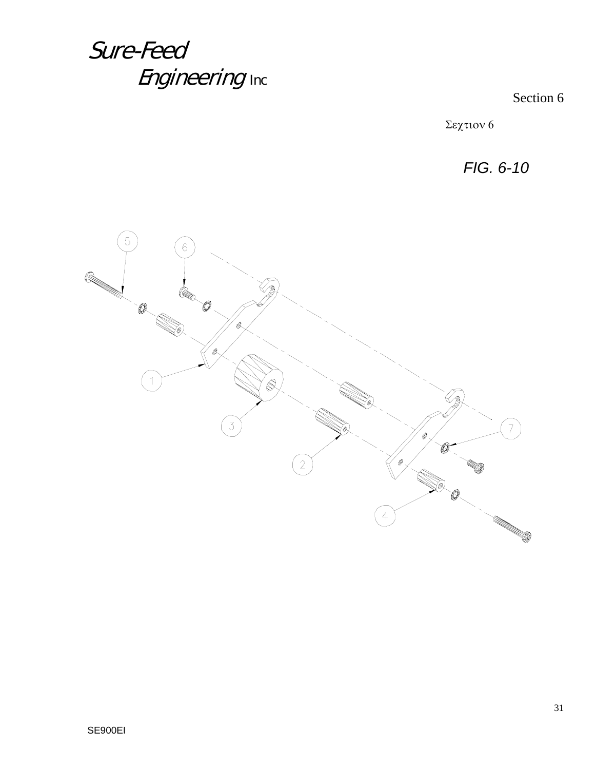Section 6

Σεχτιον 6

*FIG. 6-10*

1

2

3

4

5

6

7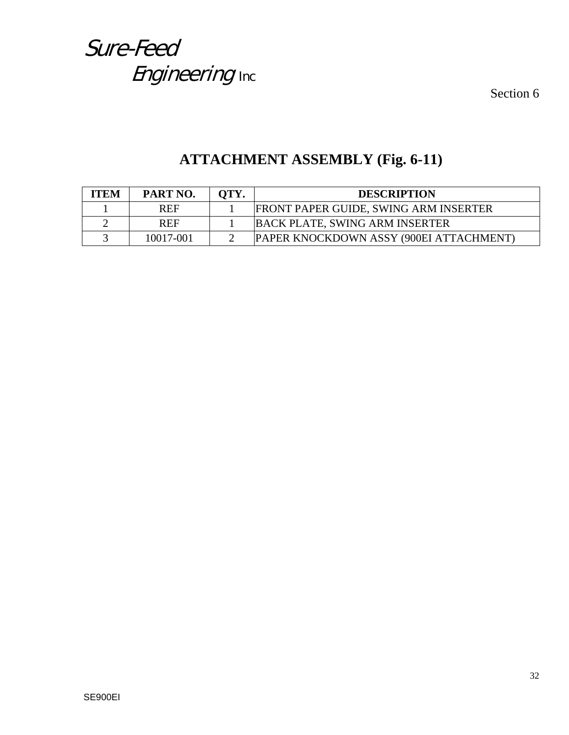Section 6

# ATTACHMENT ASSEMBLY (Fig. 6-11)

| ITEM | PART NO. | QTY. | DESCRIPTION |
|---|---|---|---|
| 1 | REF | 1 | FRONT PAPER GUIDE, SWING ARM INSERTER |
| 2 | REF | 1 | BACK PLATE, SWING ARM INSERTER |
| 3 | 10017-001 | 2 | PAPER KNOCKDOWN ASSY (900EI ATTACHMENT) |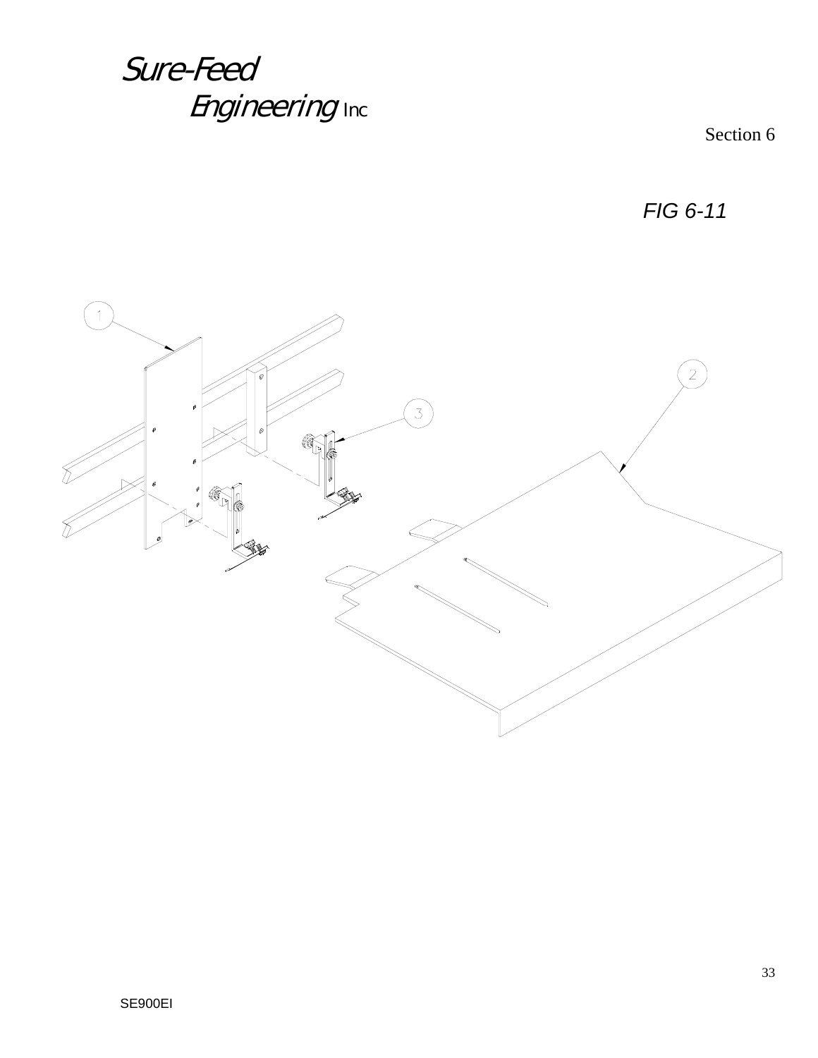Section 6

*FIG 6-11*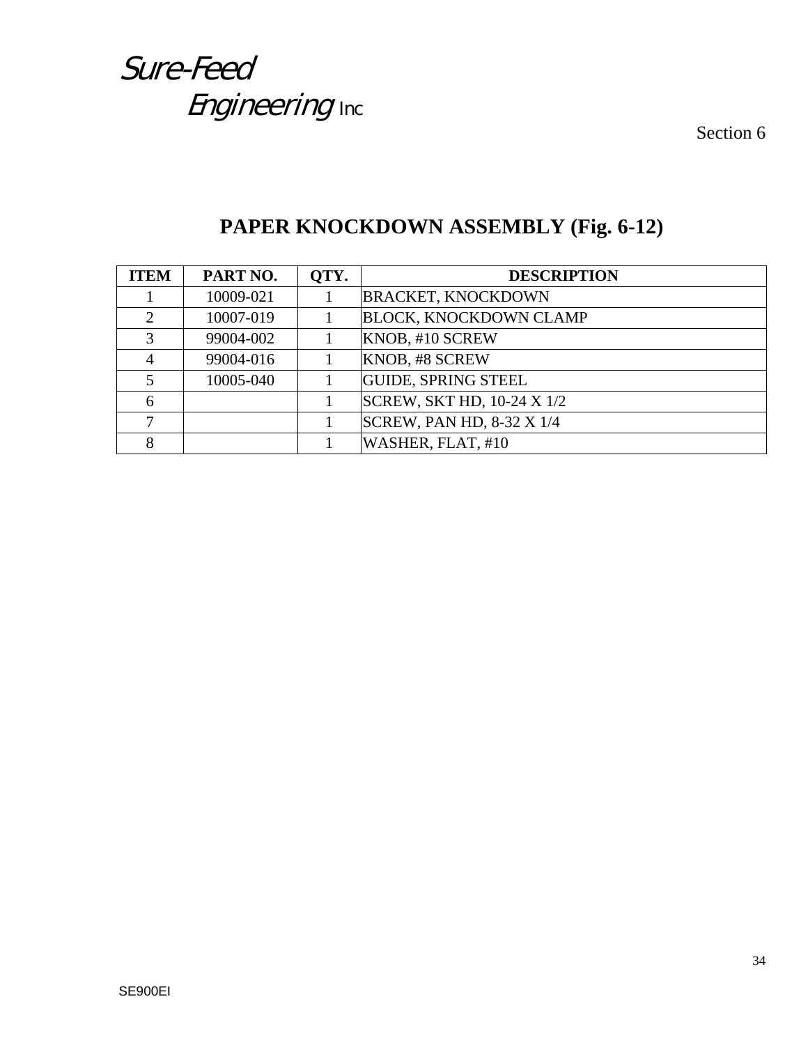# PAPER KNOCKDOWN ASSEMBLY (Fig. 6-12)

| ITEM | PART NO. | QTY. | DESCRIPTION |
|---|---|---|---|
| 1 | 10009-021 | 1 | BRACKET, KNOCKDOWN |
| 2 | 10007-019 | 1 | BLOCK, KNOCKDOWN CLAMP |
| 3 | 99004-002 | 1 | KNOB, #10 SCREW |
| 4 | 99004-016 | 1 | KNOB, #8 SCREW |
| 5 | 10005-040 | 1 | GUIDE, SPRING STEEL |
| 6 | | 1 | SCREW, SKT HD, 10-24 X 1/2 |
| 7 | | 1 | SCREW, PAN HD, 8-32 X 1/4 |
| 8 | | 1 | WASHER, FLAT, #10 |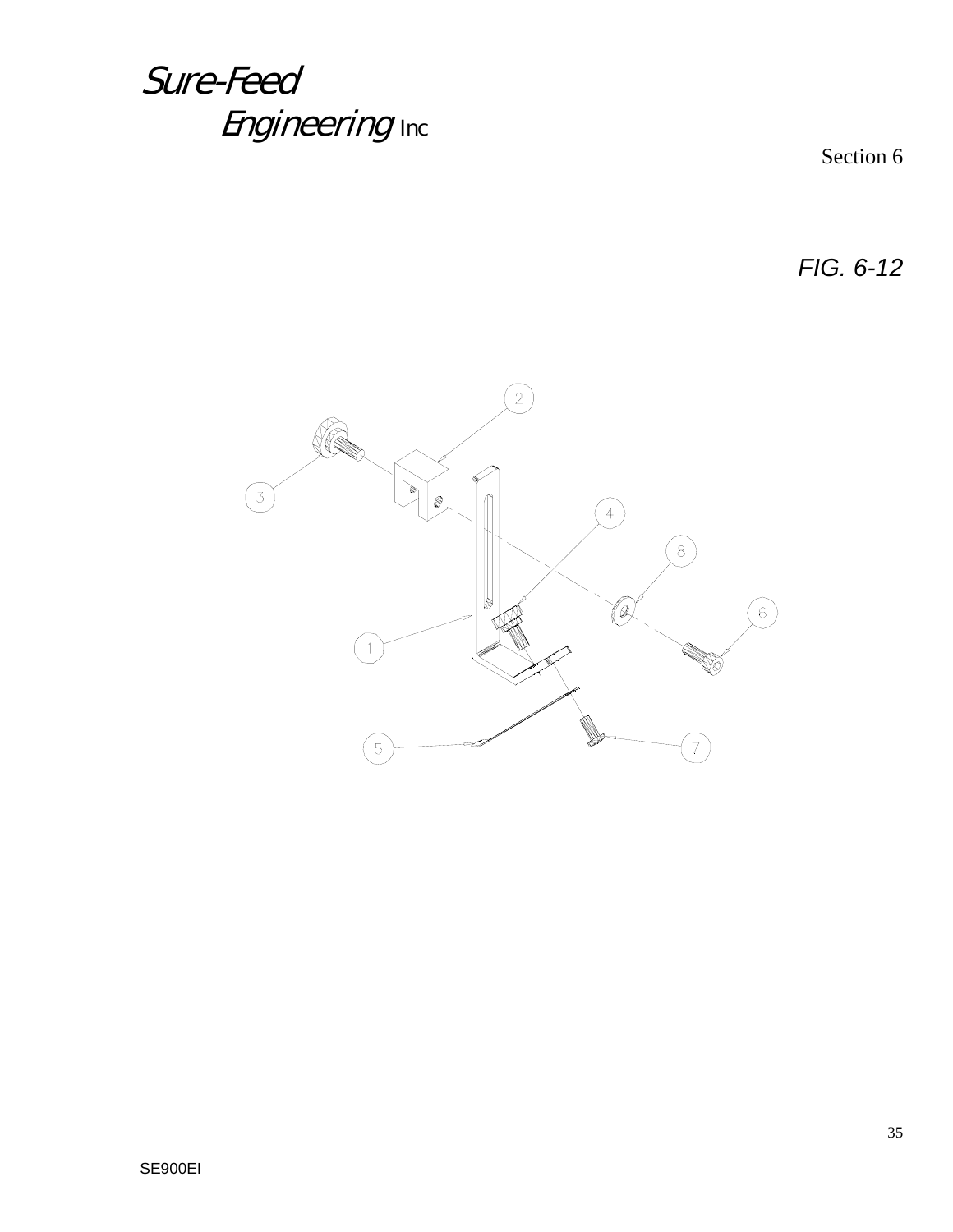*FIG. 6-12*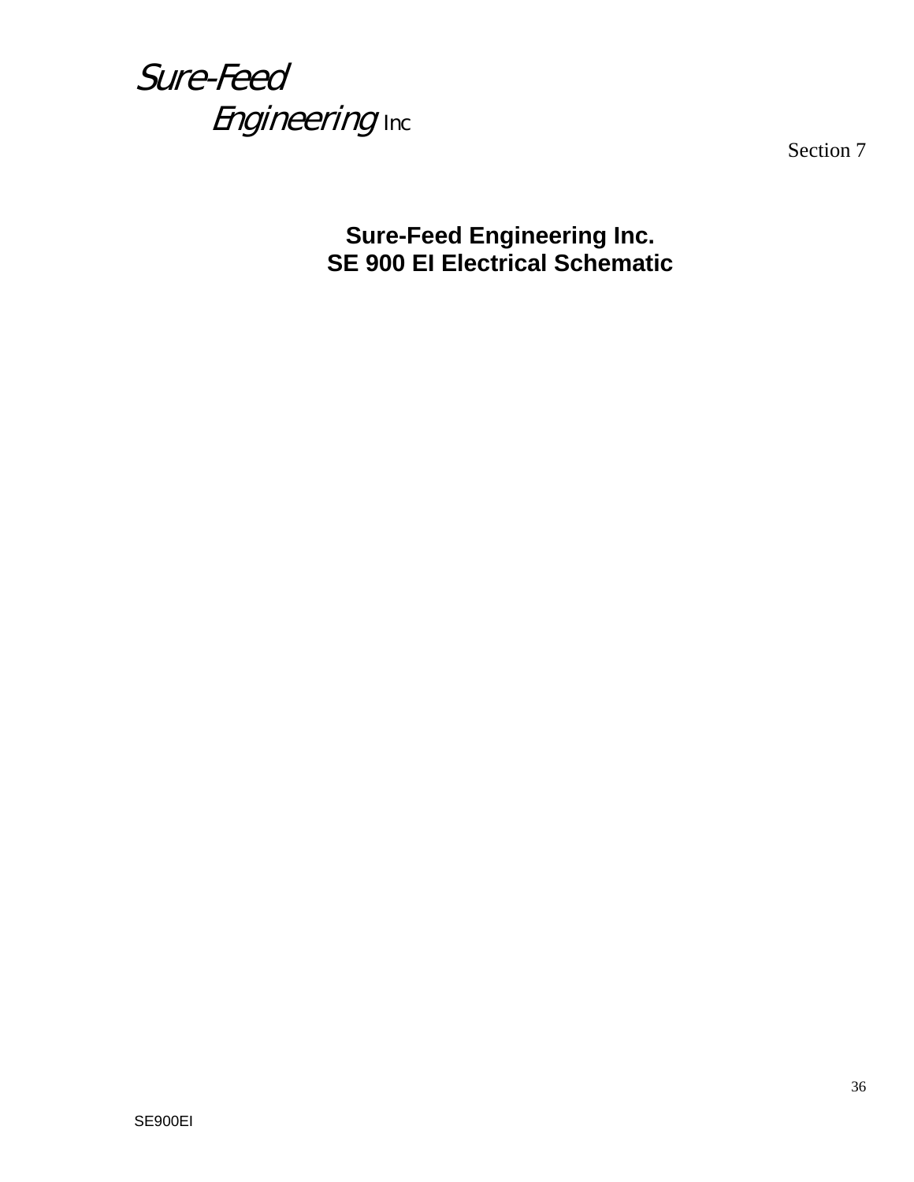# Sure-Feed Engineering Inc. SE 900 EI Electrical Schematic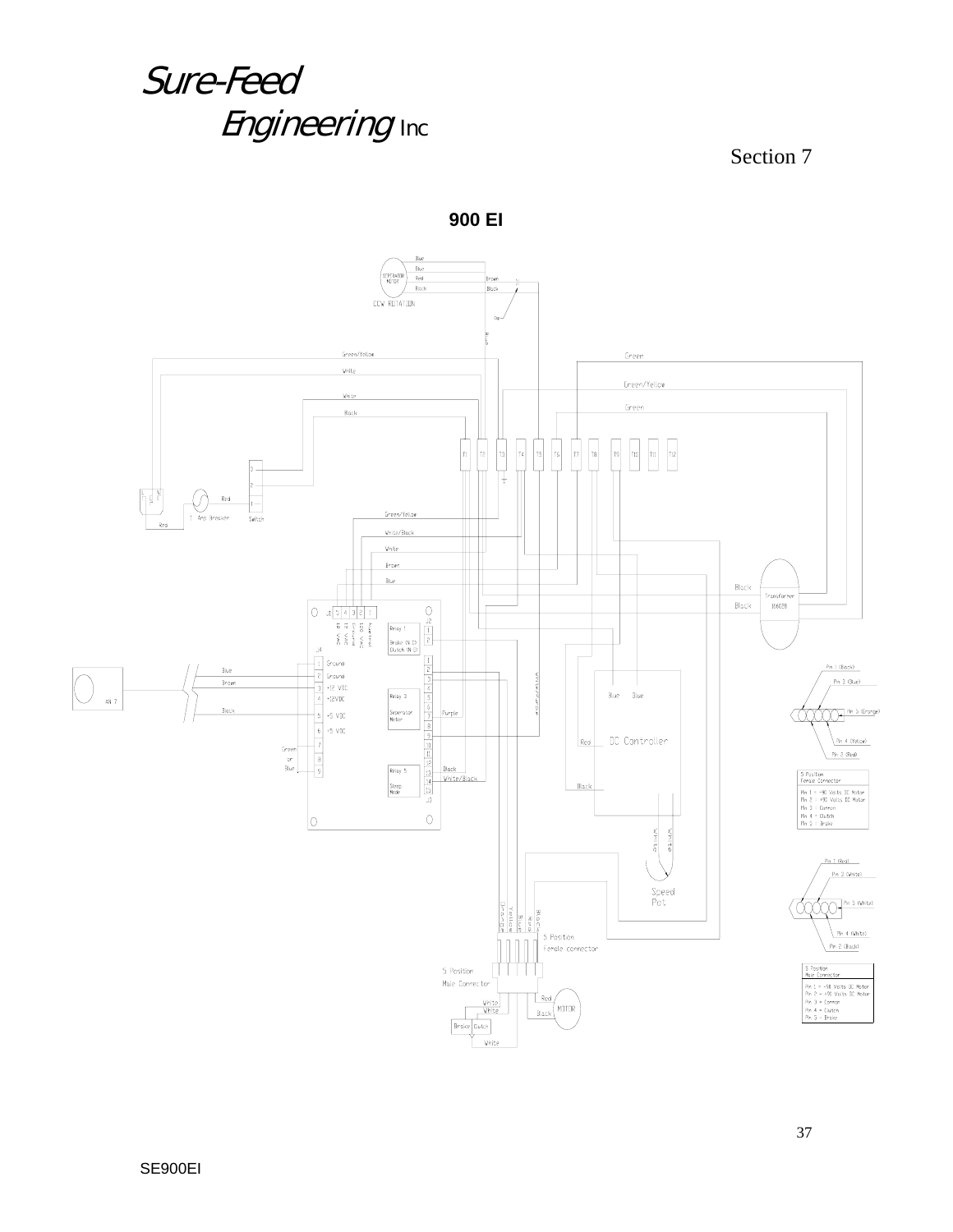# 900 EI

Blue
Blue
Red
Black
SEPERATOR MOTOR
CCW ROTATION
Brown
Black
Cap
White

Green/Yellow
White
White
Black
Green
Green/Yellow
Green

T1 T2 T3 T4 T5 T6 T7 T8 T9 T10 T11 T12

Red
1 Amp Breaker
Switch
Red

Green/Yellow
White/Black
White
Brown
Blue
Black
Black
Transformer

J1 5 4 3 2 1
18 VAC
18 VAC
Common
120 VAC
Neutral

Relay 1
Brake (N.C)
Clutch (N.O)
J2

J4
1 Ground
2 Ground
3 +12 VDC
4 +12VDC
5 +5 VDC
6 +5 VDC
7
8
9

Blue
Brown
Black
AN 7
Green or Blue

Relay 3
Seperator Motor
Purple
White/Purple

Relay 5
Sleep Mode
J3
Black
White/Black

DC Controller
Blue Blue
Red
Black
White White
Speed Pot

Orange
Yellow
Blue
Red
Black
5 Position Female connector
5 Position Male Connector
White
White
Red
Black
MOTOR
Brake Clutch
White

Pin 1 (Black)
Pin 3 (Blue)
Pin 5 (Orange)
Pin 4 (Yellow)
Pin 2 (Red)

5 Position Female Connector
Pin 1 = -90 Volts DC Motor
Pin 2 = +90 Volts DC Motor
Pin 3 = Common
Pin 4 = Clutch
Pin 5 = Brake

Pin 1 (Red)
Pin 3 (White)
Pin 5 (White)
Pin 4 (White)
Pin 2 (Black)

5 Position Male Connector
Pin 1 = -90 Volts DC Motor
Pin 2 = +90 Volts DC Motor
Pin 3 = Common
Pin 4 = Clutch
Pin 5 = Brake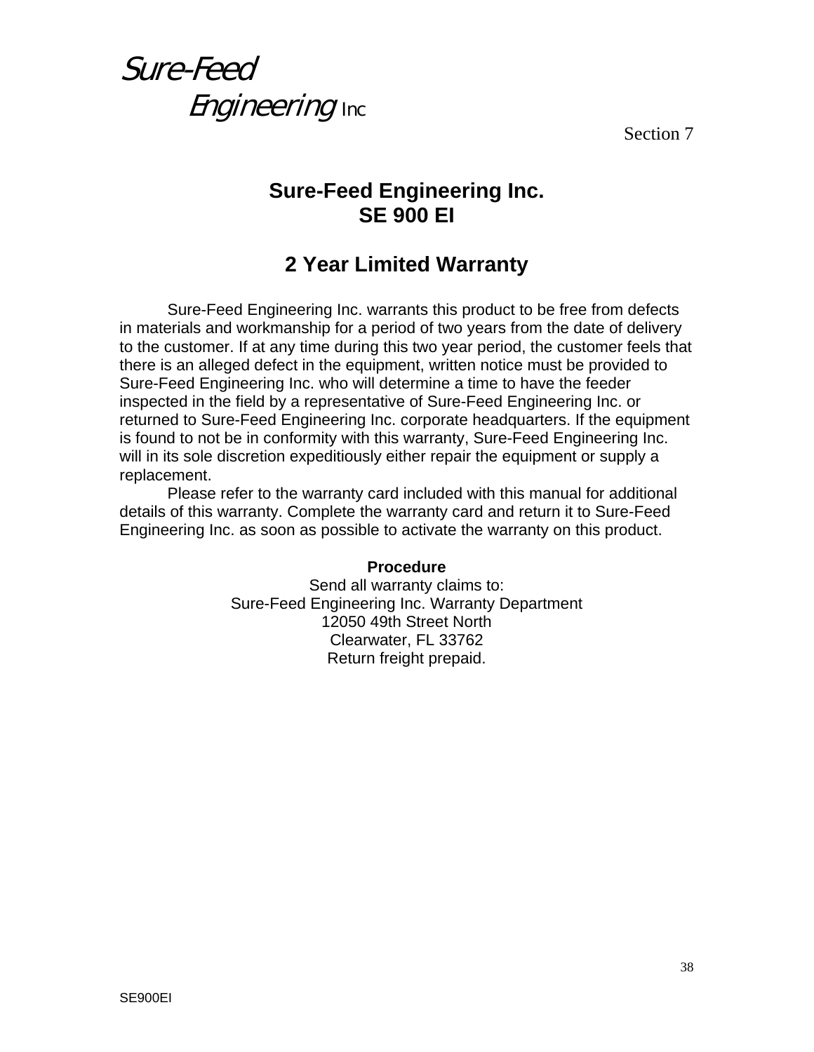*Sure-Feed*
*Engineering* Inc

Section 7

## Sure-Feed Engineering Inc.
## SE 900 EI

## 2 Year Limited Warranty

Sure-Feed Engineering Inc. warrants this product to be free from defects in materials and workmanship for a period of two years from the date of delivery to the customer. If at any time during this two year period, the customer feels that there is an alleged defect in the equipment, written notice must be provided to Sure-Feed Engineering Inc. who will determine a time to have the feeder inspected in the field by a representative of Sure-Feed Engineering Inc. or returned to Sure-Feed Engineering Inc. corporate headquarters. If the equipment is found to not be in conformity with this warranty, Sure-Feed Engineering Inc. will in its sole discretion expeditiously either repair the equipment or supply a replacement.

Please refer to the warranty card included with this manual for additional details of this warranty. Complete the warranty card and return it to Sure-Feed Engineering Inc. as soon as possible to activate the warranty on this product.

**Procedure**

Send all warranty claims to:
Sure-Feed Engineering Inc. Warranty Department
12050 49th Street North
Clearwater, FL 33762
Return freight prepaid.